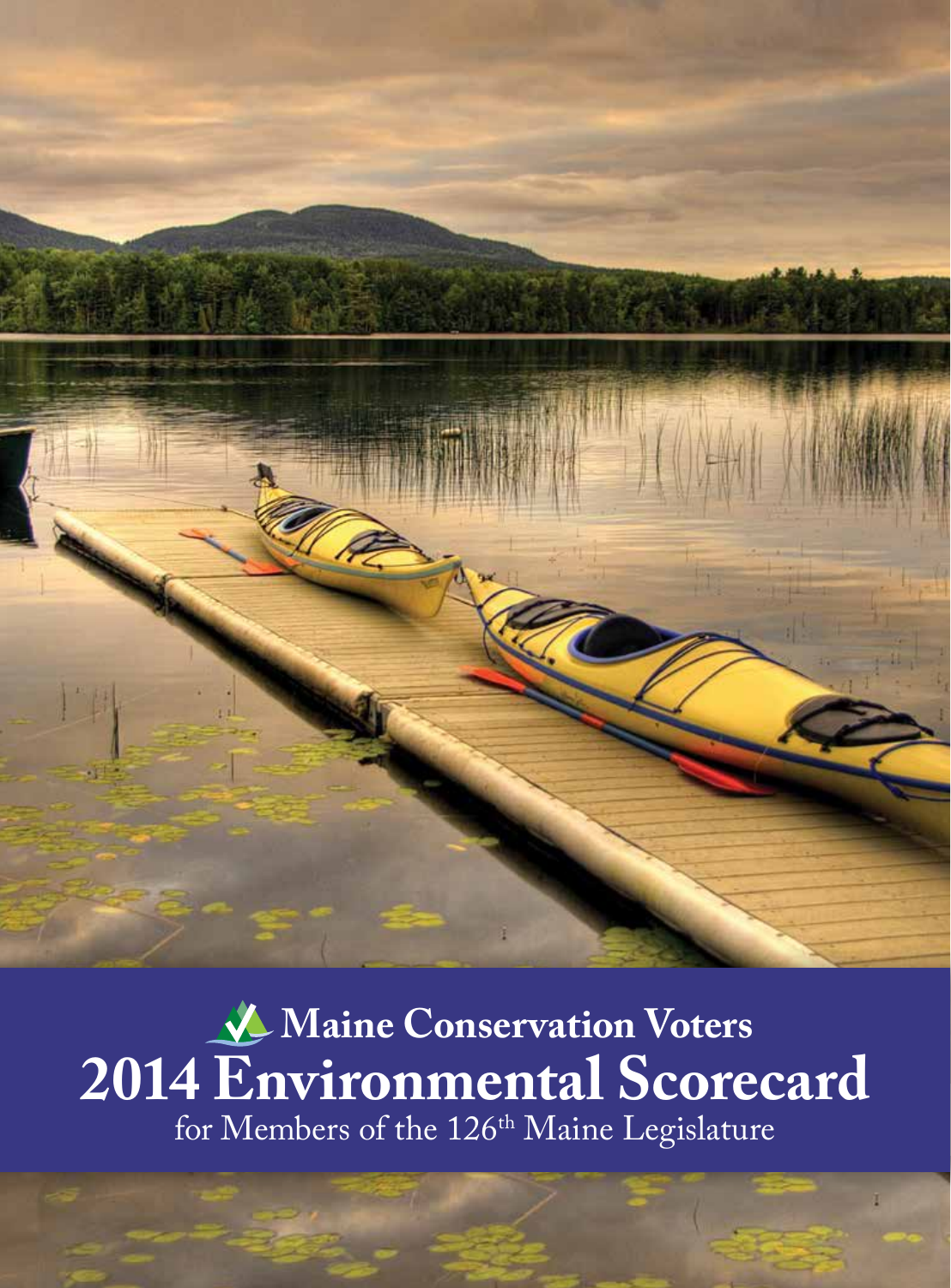# Maine Conservation Voters

# 2014 Environmental Scorecard

for Members of the 126th Maine Legislature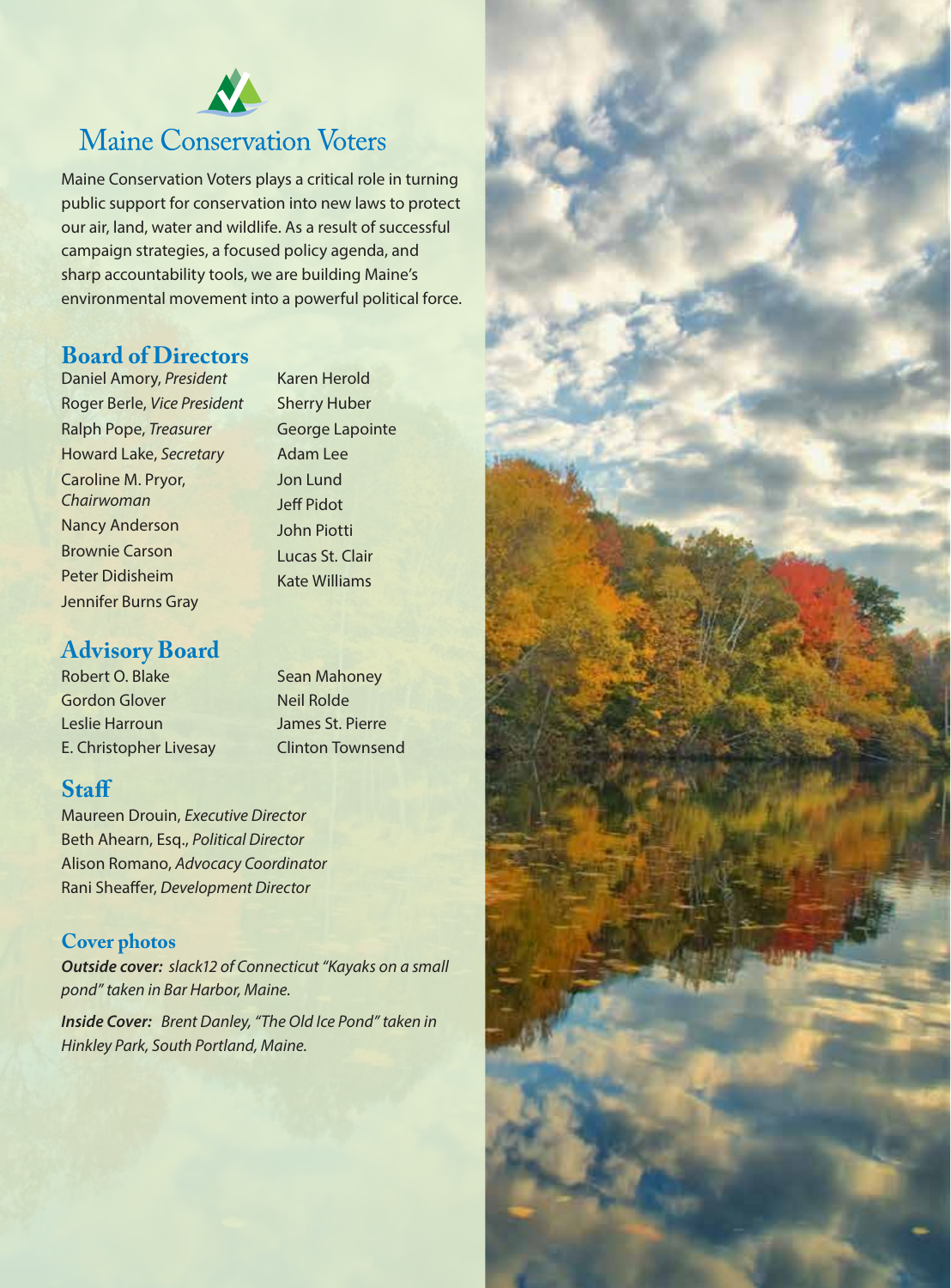# Maine Conservation Voters

Maine Conservation Voters plays a critical role in turning public support for conservation into new laws to protect our air, land, water and wildlife. As a result of successful campaign strategies, a focused policy agenda, and sharp accountability tools, we are building Maine's environmental movement into a powerful political force.

## Board of Directors

Daniel Amory, *President*
Roger Berle, *Vice President*
Ralph Pope, *Treasurer*
Howard Lake, *Secretary*
Caroline M. Pryor, *Chairwoman*
Nancy Anderson
Brownie Carson
Peter Didisheim
Jennifer Burns Gray
Karen Herold
Sherry Huber
George Lapointe
Adam Lee
Jon Lund
Jeff Pidot
John Piotti
Lucas St. Clair
Kate Williams

## Advisory Board

Robert O. Blake
Gordon Glover
Leslie Harroun
E. Christopher Livesay
Sean Mahoney
Neil Rolde
James St. Pierre
Clinton Townsend

## Staff

Maureen Drouin, *Executive Director*
Beth Ahearn, Esq., *Political Director*
Alison Romano, *Advocacy Coordinator*
Rani Sheaffer, *Development Director*

### Cover photos

***Outside cover:*** *slack12 of Connecticut "Kayaks on a small pond" taken in Bar Harbor, Maine.*

***Inside Cover:*** *Brent Danley, "The Old Ice Pond" taken in Hinkley Park, South Portland, Maine.*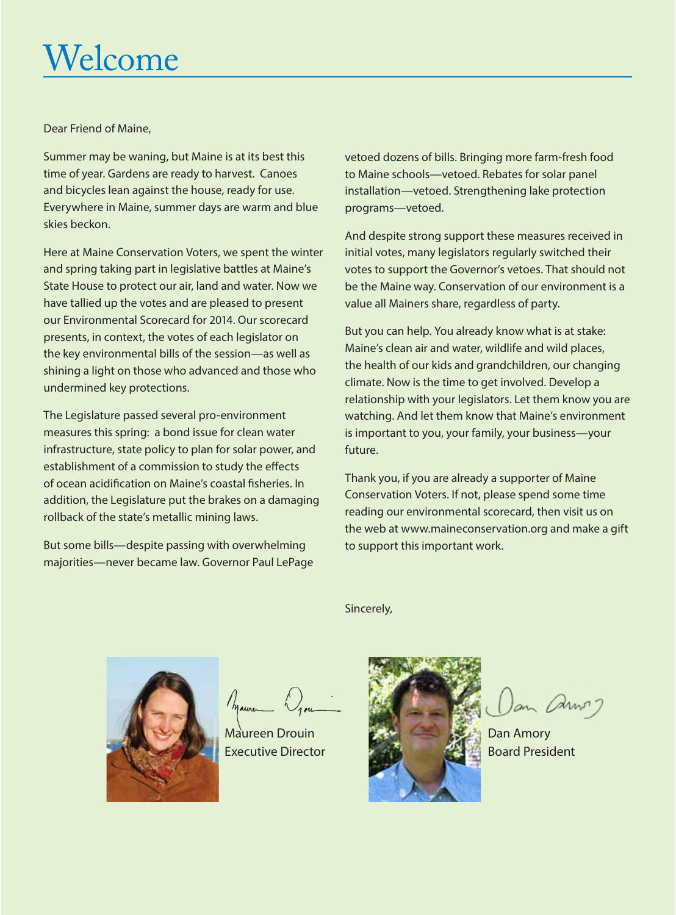# Welcome

Dear Friend of Maine,

Summer may be waning, but Maine is at its best this time of year. Gardens are ready to harvest. Canoes and bicycles lean against the house, ready for use. Everywhere in Maine, summer days are warm and blue skies beckon.

Here at Maine Conservation Voters, we spent the winter and spring taking part in legislative battles at Maine's State House to protect our air, land and water. Now we have tallied up the votes and are pleased to present our Environmental Scorecard for 2014. Our scorecard presents, in context, the votes of each legislator on the key environmental bills of the session—as well as shining a light on those who advanced and those who undermined key protections.

The Legislature passed several pro-environment measures this spring: a bond issue for clean water infrastructure, state policy to plan for solar power, and establishment of a commission to study the effects of ocean acidification on Maine's coastal fisheries. In addition, the Legislature put the brakes on a damaging rollback of the state's metallic mining laws.

But some bills—despite passing with overwhelming majorities—never became law. Governor Paul LePage vetoed dozens of bills. Bringing more farm-fresh food to Maine schools—vetoed. Rebates for solar panel installation—vetoed. Strengthening lake protection programs—vetoed.

And despite strong support these measures received in initial votes, many legislators regularly switched their votes to support the Governor's vetoes. That should not be the Maine way. Conservation of our environment is a value all Mainers share, regardless of party.

But you can help. You already know what is at stake: Maine's clean air and water, wildlife and wild places, the health of our kids and grandchildren, our changing climate. Now is the time to get involved. Develop a relationship with your legislators. Let them know you are watching. And let them know that Maine's environment is important to you, your family, your business—your future.

Thank you, if you are already a supporter of Maine Conservation Voters. If not, please spend some time reading our environmental scorecard, then visit us on the web at www.maineconservation.org and make a gift to support this important work.

Sincerely,

Maureen Drouin
Executive Director

Dan Amory
Board President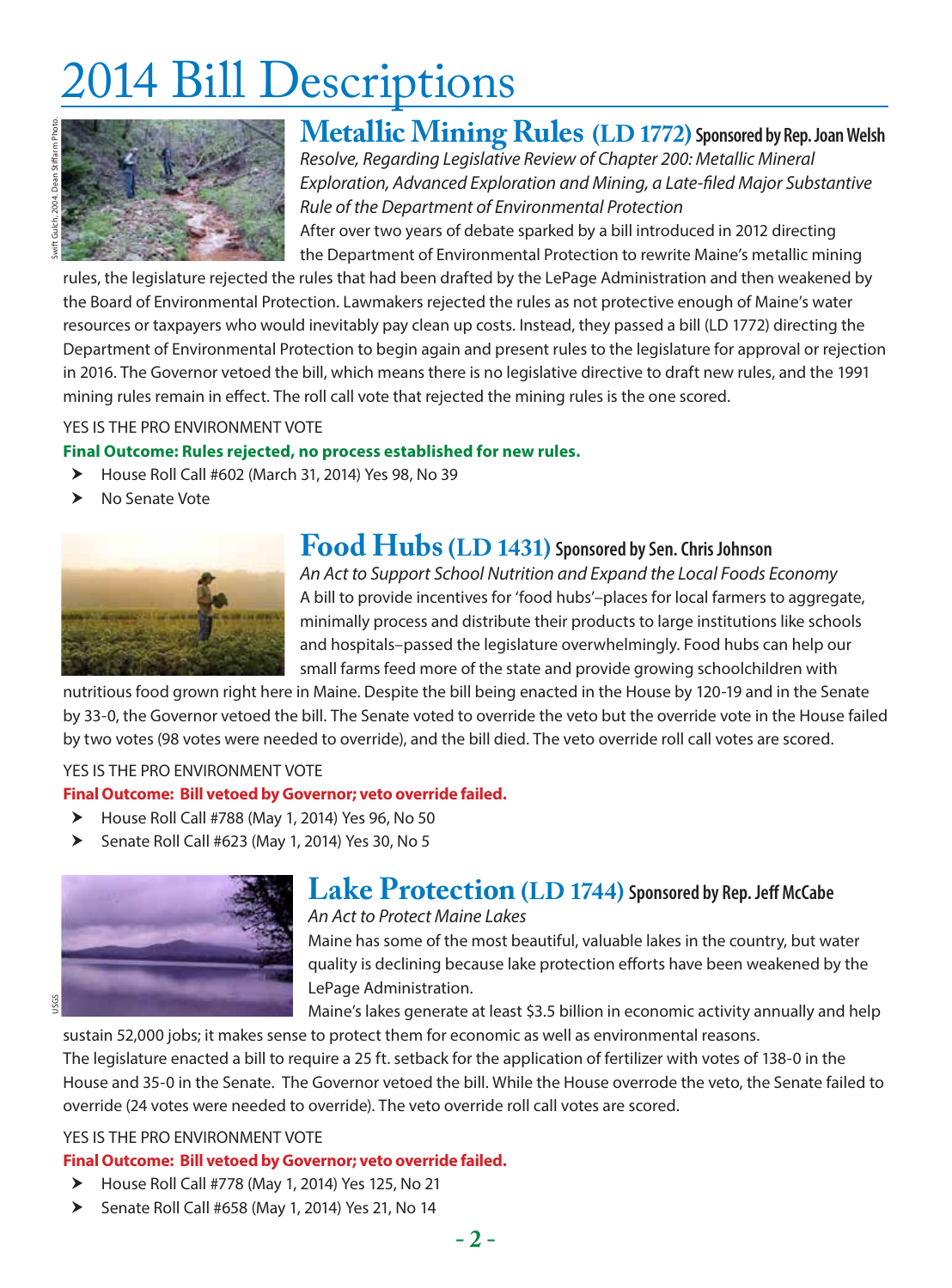# 2014 Bill Descriptions

Swift Gulch, 2004. Dean Stiffarm Photo.

## Metallic Mining Rules (LD 1772) Sponsored by Rep. Joan Welsh

*Resolve, Regarding Legislative Review of Chapter 200: Metallic Mineral Exploration, Advanced Exploration and Mining, a Late-filed Major Substantive Rule of the Department of Environmental Protection*

After over two years of debate sparked by a bill introduced in 2012 directing the Department of Environmental Protection to rewrite Maine's metallic mining rules, the legislature rejected the rules that had been drafted by the LePage Administration and then weakened by the Board of Environmental Protection. Lawmakers rejected the rules as not protective enough of Maine's water resources or taxpayers who would inevitably pay clean up costs. Instead, they passed a bill (LD 1772) directing the Department of Environmental Protection to begin again and present rules to the legislature for approval or rejection in 2016. The Governor vetoed the bill, which means there is no legislative directive to draft new rules, and the 1991 mining rules remain in effect. The roll call vote that rejected the mining rules is the one scored.

YES IS THE PRO ENVIRONMENT VOTE

**Final Outcome: Rules rejected, no process established for new rules.**

- House Roll Call #602 (March 31, 2014) Yes 98, No 39
- No Senate Vote

## Food Hubs (LD 1431) Sponsored by Sen. Chris Johnson

*An Act to Support School Nutrition and Expand the Local Foods Economy*

A bill to provide incentives for 'food hubs'–places for local farmers to aggregate, minimally process and distribute their products to large institutions like schools and hospitals–passed the legislature overwhelmingly. Food hubs can help our small farms feed more of the state and provide growing schoolchildren with nutritious food grown right here in Maine. Despite the bill being enacted in the House by 120-19 and in the Senate by 33-0, the Governor vetoed the bill. The Senate voted to override the veto but the override vote in the House failed by two votes (98 votes were needed to override), and the bill died. The veto override roll call votes are scored.

YES IS THE PRO ENVIRONMENT VOTE

**Final Outcome: Bill vetoed by Governor; veto override failed.**

- House Roll Call #788 (May 1, 2014) Yes 96, No 50
- Senate Roll Call #623 (May 1, 2014) Yes 30, No 5

USGS

## Lake Protection (LD 1744) Sponsored by Rep. Jeff McCabe

*An Act to Protect Maine Lakes*

Maine has some of the most beautiful, valuable lakes in the country, but water quality is declining because lake protection efforts have been weakened by the LePage Administration.

Maine's lakes generate at least $3.5 billion in economic activity annually and help sustain 52,000 jobs; it makes sense to protect them for economic as well as environmental reasons.

The legislature enacted a bill to require a 25 ft. setback for the application of fertilizer with votes of 138-0 in the House and 35-0 in the Senate. The Governor vetoed the bill. While the House overrode the veto, the Senate failed to override (24 votes were needed to override). The veto override roll call votes are scored.

YES IS THE PRO ENVIRONMENT VOTE

**Final Outcome: Bill vetoed by Governor; veto override failed.**

- House Roll Call #778 (May 1, 2014) Yes 125, No 21
- Senate Roll Call #658 (May 1, 2014) Yes 21, No 14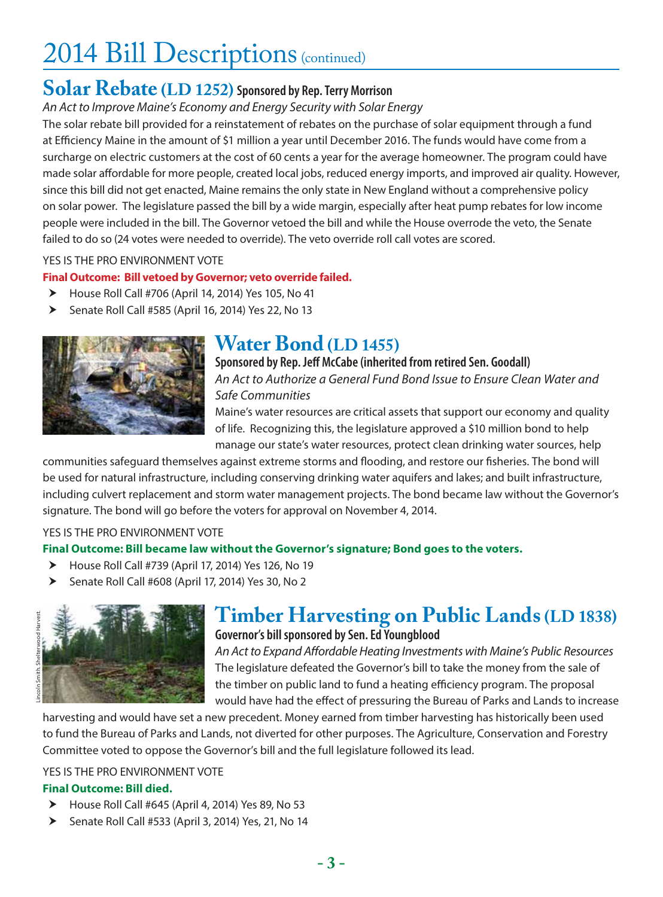# 2014 Bill Descriptions (continued)

## Solar Rebate (LD 1252) Sponsored by Rep. Terry Morrison

*An Act to Improve Maine's Economy and Energy Security with Solar Energy*

The solar rebate bill provided for a reinstatement of rebates on the purchase of solar equipment through a fund at Efficiency Maine in the amount of $1 million a year until December 2016. The funds would have come from a surcharge on electric customers at the cost of 60 cents a year for the average homeowner. The program could have made solar affordable for more people, created local jobs, reduced energy imports, and improved air quality. However, since this bill did not get enacted, Maine remains the only state in New England without a comprehensive policy on solar power. The legislature passed the bill by a wide margin, especially after heat pump rebates for low income people were included in the bill. The Governor vetoed the bill and while the House overrode the veto, the Senate failed to do so (24 votes were needed to override). The veto override roll call votes are scored.

YES IS THE PRO ENVIRONMENT VOTE

**Final Outcome: Bill vetoed by Governor; veto override failed.**

- House Roll Call #706 (April 14, 2014) Yes 105, No 41
- Senate Roll Call #585 (April 16, 2014) Yes 22, No 13

## Water Bond (LD 1455)

**Sponsored by Rep. Jeff McCabe (inherited from retired Sen. Goodall)**

*An Act to Authorize a General Fund Bond Issue to Ensure Clean Water and Safe Communities*

Maine's water resources are critical assets that support our economy and quality of life. Recognizing this, the legislature approved a $10 million bond to help manage our state's water resources, protect clean drinking water sources, help communities safeguard themselves against extreme storms and flooding, and restore our fisheries. The bond will be used for natural infrastructure, including conserving drinking water aquifers and lakes; and built infrastructure, including culvert replacement and storm water management projects. The bond became law without the Governor's signature. The bond will go before the voters for approval on November 4, 2014.

YES IS THE PRO ENVIRONMENT VOTE

**Final Outcome: Bill became law without the Governor's signature; Bond goes to the voters.**

- House Roll Call #739 (April 17, 2014) Yes 126, No 19
- Senate Roll Call #608 (April 17, 2014) Yes 30, No 2

Lincoln Smith, Shelterwood Harvest.

## Timber Harvesting on Public Lands (LD 1838)

**Governor's bill sponsored by Sen. Ed Youngblood**

*An Act to Expand Affordable Heating Investments with Maine's Public Resources*

The legislature defeated the Governor's bill to take the money from the sale of the timber on public land to fund a heating efficiency program. The proposal would have had the effect of pressuring the Bureau of Parks and Lands to increase harvesting and would have set a new precedent. Money earned from timber harvesting has historically been used to fund the Bureau of Parks and Lands, not diverted for other purposes. The Agriculture, Conservation and Forestry Committee voted to oppose the Governor's bill and the full legislature followed its lead.

YES IS THE PRO ENVIRONMENT VOTE

**Final Outcome: Bill died.**

- House Roll Call #645 (April 4, 2014) Yes 89, No 53
- Senate Roll Call #533 (April 3, 2014) Yes, 21, No 14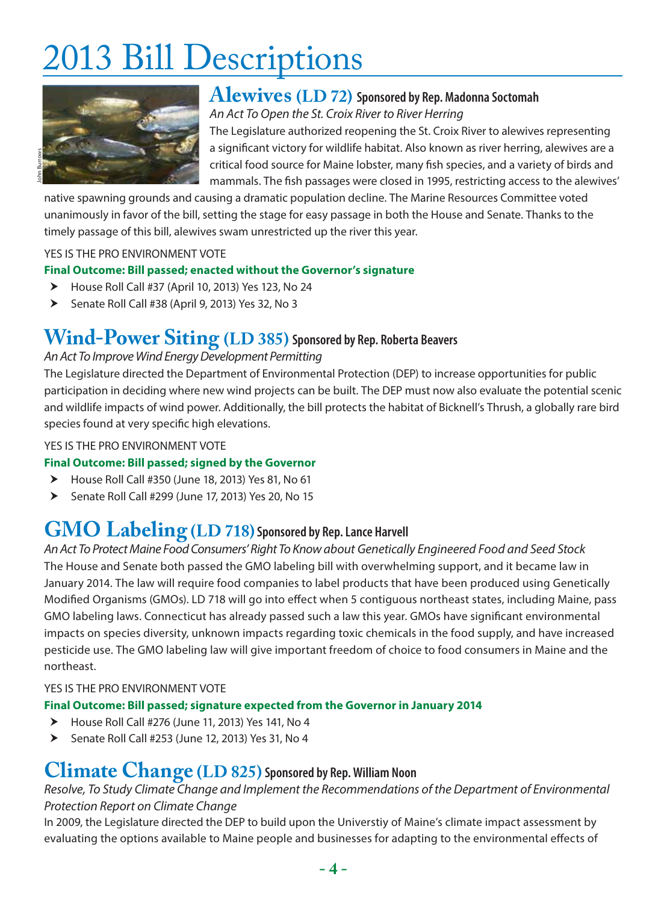# 2013 Bill Descriptions

## Alewives (LD 72) Sponsored by Rep. Madonna Soctomah

*An Act To Open the St. Croix River to River Herring*

The Legislature authorized reopening the St. Croix River to alewives representing a significant victory for wildlife habitat. Also known as river herring, alewives are a critical food source for Maine lobster, many fish species, and a variety of birds and mammals. The fish passages were closed in 1995, restricting access to the alewives' native spawning grounds and causing a dramatic population decline. The Marine Resources Committee voted unanimously in favor of the bill, setting the stage for easy passage in both the House and Senate. Thanks to the timely passage of this bill, alewives swam unrestricted up the river this year.

YES IS THE PRO ENVIRONMENT VOTE

**Final Outcome: Bill passed; enacted without the Governor's signature**

- House Roll Call #37 (April 10, 2013) Yes 123, No 24
- Senate Roll Call #38 (April 9, 2013) Yes 32, No 3

## Wind-Power Siting (LD 385) Sponsored by Rep. Roberta Beavers

*An Act To Improve Wind Energy Development Permitting*

The Legislature directed the Department of Environmental Protection (DEP) to increase opportunities for public participation in deciding where new wind projects can be built. The DEP must now also evaluate the potential scenic and wildlife impacts of wind power. Additionally, the bill protects the habitat of Bicknell's Thrush, a globally rare bird species found at very specific high elevations.

YES IS THE PRO ENVIRONMENT VOTE

**Final Outcome: Bill passed; signed by the Governor**

- House Roll Call #350 (June 18, 2013) Yes 81, No 61
- Senate Roll Call #299 (June 17, 2013) Yes 20, No 15

## GMO Labeling (LD 718) Sponsored by Rep. Lance Harvell

*An Act To Protect Maine Food Consumers' Right To Know about Genetically Engineered Food and Seed Stock*

The House and Senate both passed the GMO labeling bill with overwhelming support, and it became law in January 2014. The law will require food companies to label products that have been produced using Genetically Modified Organisms (GMOs). LD 718 will go into effect when 5 contiguous northeast states, including Maine, pass GMO labeling laws. Connecticut has already passed such a law this year. GMOs have significant environmental impacts on species diversity, unknown impacts regarding toxic chemicals in the food supply, and have increased pesticide use. The GMO labeling law will give important freedom of choice to food consumers in Maine and the northeast.

YES IS THE PRO ENVIRONMENT VOTE

**Final Outcome: Bill passed; signature expected from the Governor in January 2014**

- House Roll Call #276 (June 11, 2013) Yes 141, No 4
- Senate Roll Call #253 (June 12, 2013) Yes 31, No 4

## Climate Change (LD 825) Sponsored by Rep. William Noon

*Resolve, To Study Climate Change and Implement the Recommendations of the Department of Environmental Protection Report on Climate Change*

In 2009, the Legislature directed the DEP to build upon the Universtiy of Maine's climate impact assessment by evaluating the options available to Maine people and businesses for adapting to the environmental effects of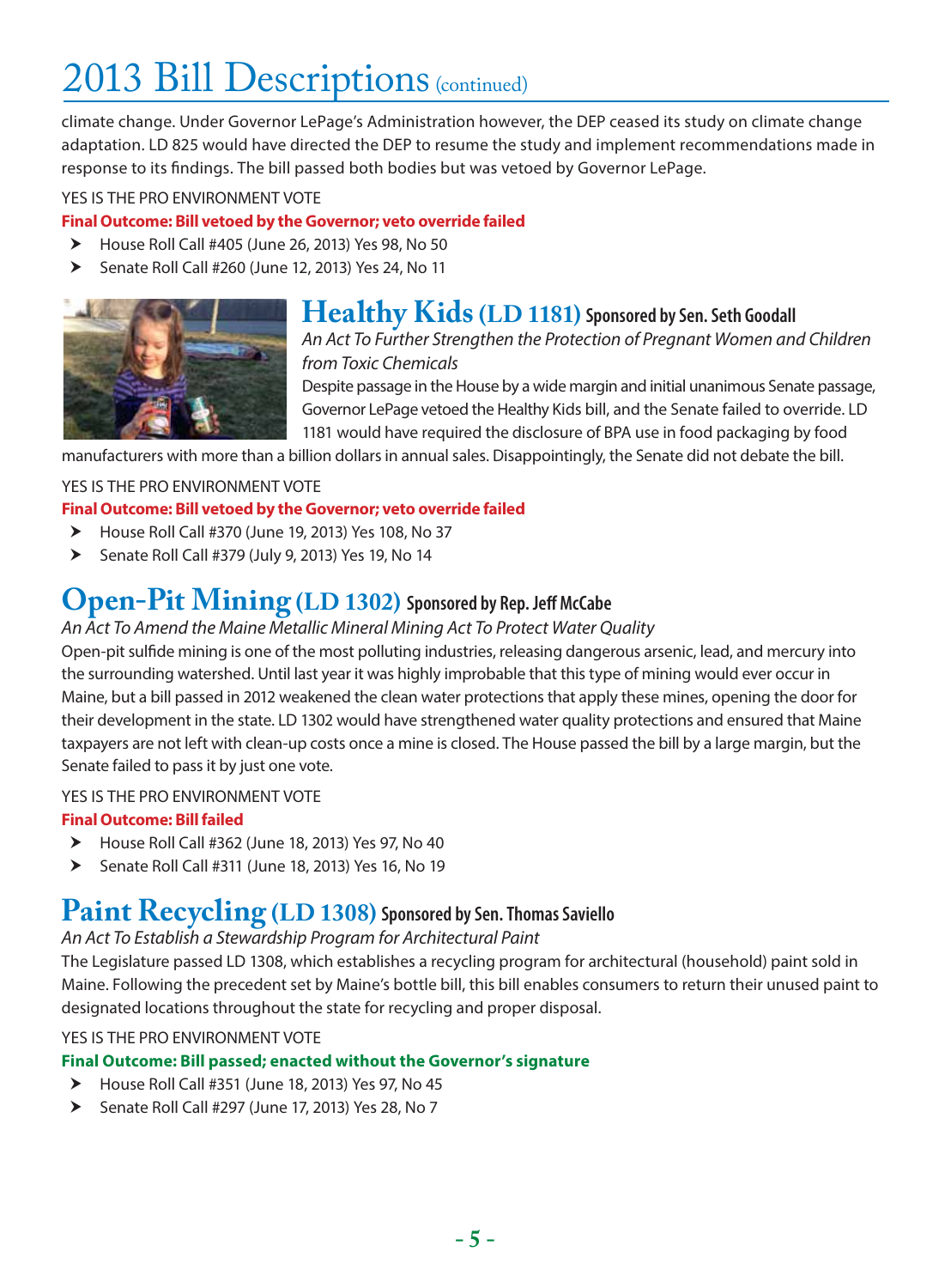climate change. Under Governor LePage's Administration however, the DEP ceased its study on climate change adaptation. LD 825 would have directed the DEP to resume the study and implement recommendations made in response to its findings. The bill passed both bodies but was vetoed by Governor LePage.

YES IS THE PRO ENVIRONMENT VOTE

**Final Outcome: Bill vetoed by the Governor; veto override failed**

- House Roll Call #405 (June 26, 2013) Yes 98, No 50
- Senate Roll Call #260 (June 12, 2013) Yes 24, No 11

## Healthy Kids (LD 1181) Sponsored by Sen. Seth Goodall

*An Act To Further Strengthen the Protection of Pregnant Women and Children from Toxic Chemicals*

Despite passage in the House by a wide margin and initial unanimous Senate passage, Governor LePage vetoed the Healthy Kids bill, and the Senate failed to override. LD 1181 would have required the disclosure of BPA use in food packaging by food manufacturers with more than a billion dollars in annual sales. Disappointingly, the Senate did not debate the bill.

YES IS THE PRO ENVIRONMENT VOTE

**Final Outcome: Bill vetoed by the Governor; veto override failed**

- House Roll Call #370 (June 19, 2013) Yes 108, No 37
- Senate Roll Call #379 (July 9, 2013) Yes 19, No 14

## Open-Pit Mining (LD 1302) Sponsored by Rep. Jeff McCabe

*An Act To Amend the Maine Metallic Mineral Mining Act To Protect Water Quality*

Open-pit sulfide mining is one of the most polluting industries, releasing dangerous arsenic, lead, and mercury into the surrounding watershed. Until last year it was highly improbable that this type of mining would ever occur in Maine, but a bill passed in 2012 weakened the clean water protections that apply these mines, opening the door for their development in the state. LD 1302 would have strengthened water quality protections and ensured that Maine taxpayers are not left with clean-up costs once a mine is closed. The House passed the bill by a large margin, but the Senate failed to pass it by just one vote.

YES IS THE PRO ENVIRONMENT VOTE

**Final Outcome: Bill failed**

- House Roll Call #362 (June 18, 2013) Yes 97, No 40
- Senate Roll Call #311 (June 18, 2013) Yes 16, No 19

## Paint Recycling (LD 1308) Sponsored by Sen. Thomas Saviello

*An Act To Establish a Stewardship Program for Architectural Paint*

The Legislature passed LD 1308, which establishes a recycling program for architectural (household) paint sold in Maine. Following the precedent set by Maine's bottle bill, this bill enables consumers to return their unused paint to designated locations throughout the state for recycling and proper disposal.

YES IS THE PRO ENVIRONMENT VOTE

**Final Outcome: Bill passed; enacted without the Governor's signature**

- House Roll Call #351 (June 18, 2013) Yes 97, No 45
- Senate Roll Call #297 (June 17, 2013) Yes 28, No 7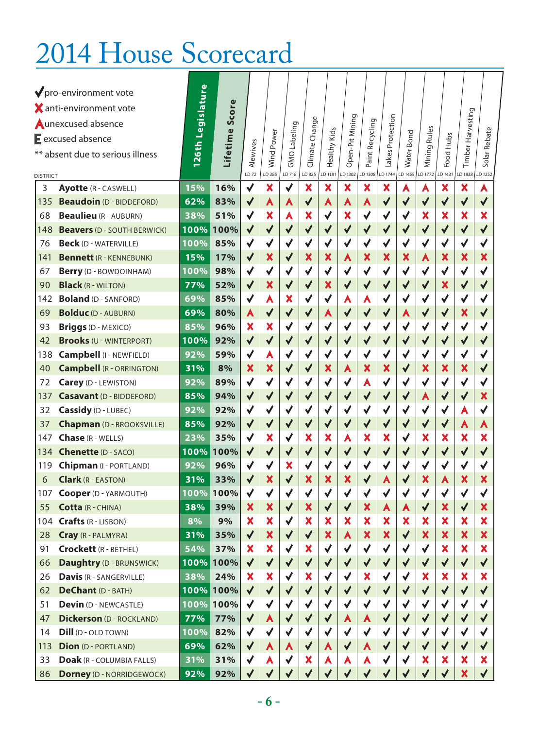# 2014 House Scorecard

✔ pro-environment vote
✘ anti-environment vote
A unexcused absence
E excused absence
** absent due to serious illness

| DISTRICT | | 126th Legislature | Lifetime Score | Alewives LD 72 | Wind Power LD 385 | GMO Labeling LD 718 | Climate Change LD 825 | Healthy Kids LD 1181 | Open-Pit Mining LD 1302 | Paint Recycling LD 1308 | Lakes Protection LD 1744 | Water Bond LD 1455 | Mining Rules LD 1772 | Food Hubs LD 1431 | Timber Harvesting LD 1838 | Solar Rebate LD 1252 |
|---|---|---|---|---|---|---|---|---|---|---|---|---|---|---|---|---|
| 3 | **Ayotte** (R - CASWELL) | 15% | 16% | ✔ | ✘ | ✔ | ✘ | ✘ | ✘ | ✘ | ✘ | A | A | ✘ | ✘ | A |
| 135 | **Beaudoin** (D - BIDDEFORD) | 62% | 83% | ✔ | A | A | ✔ | A | A | A | ✔ | ✔ | ✔ | ✔ | ✔ | ✔ |
| 68 | **Beaulieu** (R - AUBURN) | 38% | 51% | ✔ | ✘ | A | ✘ | ✔ | ✘ | ✔ | ✔ | ✔ | ✘ | ✘ | ✘ | ✘ |
| 148 | **Beavers** (D - SOUTH BERWICK) | 100% | 100% | ✔ | ✔ | ✔ | ✔ | ✔ | ✔ | ✔ | ✔ | ✔ | ✔ | ✔ | ✔ | ✔ |
| 76 | **Beck** (D - WATERVILLE) | 100% | 85% | ✔ | ✔ | ✔ | ✔ | ✔ | ✔ | ✔ | ✔ | ✔ | ✔ | ✔ | ✔ | ✔ |
| 141 | **Bennett** (R - KENNEBUNK) | 15% | 17% | ✔ | ✘ | ✔ | ✘ | ✘ | A | ✘ | ✘ | ✘ | A | ✘ | ✘ | ✘ |
| 67 | **Berry** (D - BOWDOINHAM) | 100% | 98% | ✔ | ✔ | ✔ | ✔ | ✔ | ✔ | ✔ | ✔ | ✔ | ✔ | ✔ | ✔ | ✔ |
| 90 | **Black** (R - WILTON) | 77% | 52% | ✔ | ✘ | ✔ | ✔ | ✘ | ✔ | ✔ | ✔ | ✔ | ✔ | ✘ | ✔ | ✔ |
| 142 | **Boland** (D - SANFORD) | 69% | 85% | ✔ | A | ✘ | ✔ | ✔ | A | A | ✔ | ✔ | ✔ | ✔ | ✔ | ✔ |
| 69 | **Bolduc** (D - AUBURN) | 69% | 80% | A | ✔ | ✔ | ✔ | A | ✔ | ✔ | ✔ | A | ✔ | ✔ | ✘ | ✔ |
| 93 | **Briggs** (D - MEXICO) | 85% | 96% | ✘ | ✘ | ✔ | ✔ | ✔ | ✔ | ✔ | ✔ | ✔ | ✔ | ✔ | ✔ | ✔ |
| 42 | **Brooks** (U - WINTERPORT) | 100% | 92% | ✔ | ✔ | ✔ | ✔ | ✔ | ✔ | ✔ | ✔ | ✔ | ✔ | ✔ | ✔ | ✔ |
| 138 | **Campbell** (I - NEWFIELD) | 92% | 59% | ✔ | A | ✔ | ✔ | ✔ | ✔ | ✔ | ✔ | ✔ | ✔ | ✔ | ✔ | ✔ |
| 40 | **Campbell** (R - ORRINGTON) | 31% | 8% | ✘ | ✘ | ✔ | ✔ | ✘ | A | ✘ | ✘ | ✔ | ✘ | ✘ | ✘ | ✔ |
| 72 | **Carey** (D - LEWISTON) | 92% | 89% | ✔ | ✔ | ✔ | ✔ | ✔ | ✔ | A | ✔ | ✔ | ✔ | ✔ | ✔ | ✔ |
| 137 | **Casavant** (D - BIDDEFORD) | 85% | 94% | ✔ | ✔ | ✔ | ✔ | ✔ | ✔ | ✔ | ✔ | ✔ | A | ✔ | ✔ | ✘ |
| 32 | **Cassidy** (D - LUBEC) | 92% | 92% | ✔ | ✔ | ✔ | ✔ | ✔ | ✔ | ✔ | ✔ | ✔ | ✔ | ✔ | A | ✔ |
| 37 | **Chapman** (D - BROOKSVILLE) | 85% | 92% | ✔ | ✔ | ✔ | ✔ | ✔ | ✔ | ✔ | ✔ | ✔ | ✔ | ✔ | A | A |
| 147 | **Chase** (R - WELLS) | 23% | 35% | ✔ | ✘ | ✔ | ✘ | ✘ | A | ✘ | ✘ | ✔ | ✘ | ✘ | ✘ | ✘ |
| 134 | **Chenette** (D - SACO) | 100% | 100% | ✔ | ✔ | ✔ | ✔ | ✔ | ✔ | ✔ | ✔ | ✔ | ✔ | ✔ | ✔ | ✔ |
| 119 | **Chipman** (I - PORTLAND) | 92% | 96% | ✔ | ✔ | ✘ | ✔ | ✔ | ✔ | ✔ | ✔ | ✔ | ✔ | ✔ | ✔ | ✔ |
| 6 | **Clark** (R - EASTON) | 31% | 33% | ✔ | ✘ | ✔ | ✘ | ✘ | ✘ | ✔ | A | ✔ | ✘ | A | ✘ | ✘ |
| 107 | **Cooper** (D - YARMOUTH) | 100% | 100% | ✔ | ✔ | ✔ | ✔ | ✔ | ✔ | ✔ | ✔ | ✔ | ✔ | ✔ | ✔ | ✔ |
| 55 | **Cotta** (R - CHINA) | 38% | 39% | ✘ | ✘ | ✔ | ✘ | ✔ | ✔ | ✘ | A | A | ✔ | ✘ | ✔ | ✘ |
| 104 | **Crafts** (R - LISBON) | 8% | 9% | ✘ | ✘ | ✔ | ✘ | ✘ | ✘ | ✘ | ✘ | ✘ | ✘ | ✘ | ✘ | ✘ |
| 28 | **Cray** (R - PALMYRA) | 31% | 35% | ✔ | ✘ | ✔ | ✔ | ✘ | A | ✘ | ✘ | ✔ | ✘ | ✘ | ✘ | ✘ |
| 91 | **Crockett** (R - BETHEL) | 54% | 37% | ✘ | ✘ | ✔ | ✘ | ✔ | ✔ | ✔ | ✔ | ✔ | ✔ | ✘ | ✘ | ✘ |
| 66 | **Daughtry** (D - BRUNSWICK) | 100% | 100% | ✔ | ✔ | ✔ | ✔ | ✔ | ✔ | ✔ | ✔ | ✔ | ✔ | ✔ | ✔ | ✔ |
| 26 | **Davis** (R - SANGERVILLE) | 38% | 24% | ✘ | ✘ | ✔ | ✘ | ✔ | ✔ | ✘ | ✔ | ✔ | ✘ | ✘ | ✘ | ✘ |
| 62 | **DeChant** (D - BATH) | 100% | 100% | ✔ | ✔ | ✔ | ✔ | ✔ | ✔ | ✔ | ✔ | ✔ | ✔ | ✔ | ✔ | ✔ |
| 51 | **Devin** (D - NEWCASTLE) | 100% | 100% | ✔ | ✔ | ✔ | ✔ | ✔ | ✔ | ✔ | ✔ | ✔ | ✔ | ✔ | ✔ | ✔ |
| 47 | **Dickerson** (D - ROCKLAND) | 77% | 77% | ✔ | A | ✔ | ✔ | ✔ | A | A | ✔ | ✔ | ✔ | ✔ | ✔ | ✔ |
| 14 | **Dill** (D - OLD TOWN) | 100% | 82% | ✔ | ✔ | ✔ | ✔ | ✔ | ✔ | ✔ | ✔ | ✔ | ✔ | ✔ | ✔ | ✔ |
| 113 | **Dion** (D - PORTLAND) | 69% | 62% | ✔ | A | A | ✔ | A | ✔ | A | ✔ | ✔ | ✔ | ✔ | ✔ | ✔ |
| 33 | **Doak** (R - COLUMBIA FALLS) | 31% | 31% | ✔ | A | ✔ | ✘ | A | A | A | ✔ | ✔ | ✘ | ✘ | ✘ | ✘ |
| 86 | **Dorney** (D - NORRIDGEWOCK) | 92% | 92% | ✔ | ✔ | ✔ | ✔ | ✔ | ✔ | ✔ | ✔ | ✔ | ✔ | ✔ | ✘ | ✔ |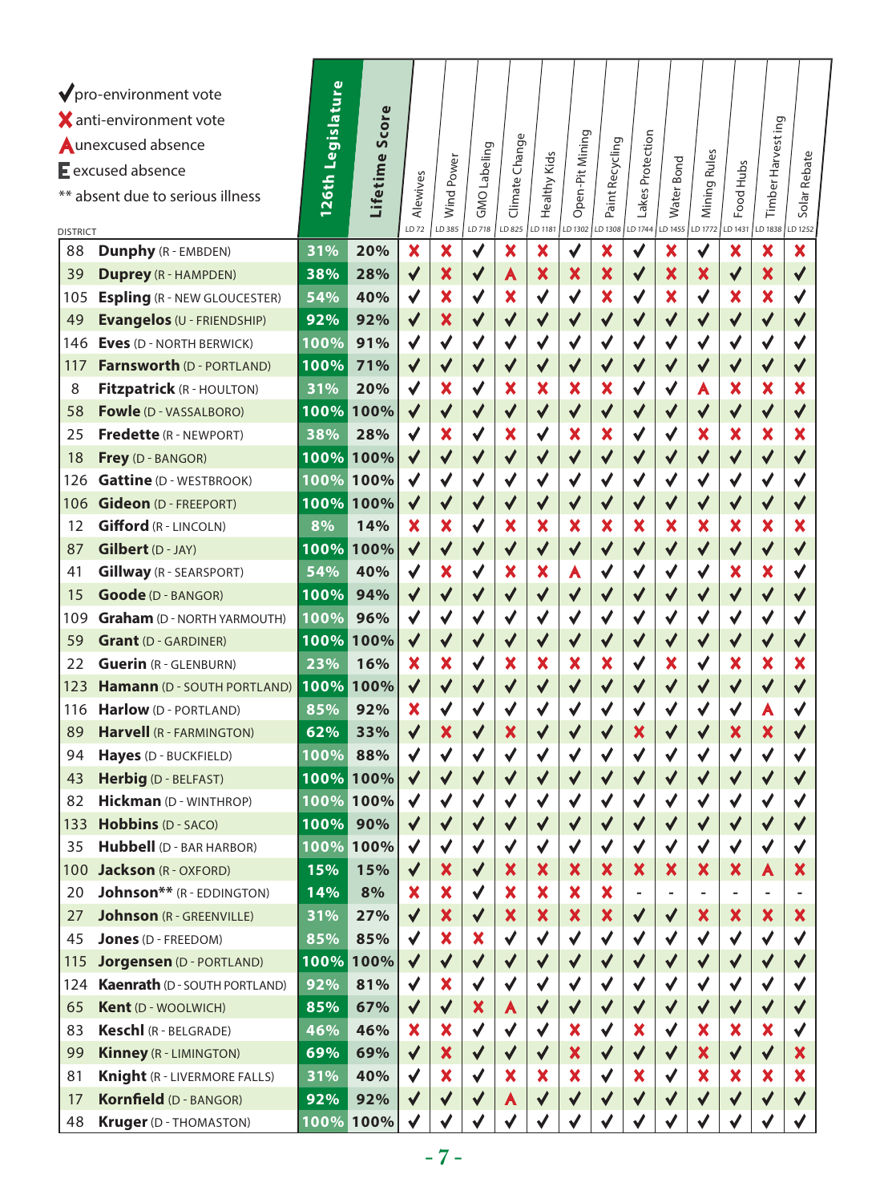✔ pro-environment vote
✘ anti-environment vote
A unexcused absence
E excused absence
** absent due to serious illness

| DISTRICT | | 126th Legislature | Lifetime Score | Alewives LD 72 | Wind Power LD 385 | GMO Labeling LD 718 | Climate Change LD 825 | Healthy Kids LD 1181 | Open-Pit Mining LD 1302 | Paint Recycling LD 1308 | Lakes Protection LD 1744 | Water Bond LD 1455 | Mining Rules LD 1772 | Food Hubs LD 1431 | Timber Harvesting LD 1838 | Solar Rebate LD 1252 |
|---|---|---|---|---|---|---|---|---|---|---|---|---|---|---|---|---|
| 88 | **Dunphy** (R - EMBDEN) | 31% | 20% | ✘ | ✘ | ✔ | ✘ | ✘ | ✔ | ✘ | ✔ | ✘ | ✔ | ✘ | ✘ | ✘ |
| 39 | **Duprey** (R - HAMPDEN) | 38% | 28% | ✔ | ✘ | ✔ | A | ✘ | ✘ | ✘ | ✔ | ✘ | ✘ | ✔ | ✘ | ✔ |
| 105 | **Espling** (R - NEW GLOUCESTER) | 54% | 40% | ✔ | ✘ | ✔ | ✘ | ✔ | ✔ | ✘ | ✔ | ✘ | ✔ | ✘ | ✘ | ✔ |
| 49 | **Evangelos** (U - FRIENDSHIP) | 92% | 92% | ✔ | ✘ | ✔ | ✔ | ✔ | ✔ | ✔ | ✔ | ✔ | ✔ | ✔ | ✔ | ✔ |
| 146 | **Eves** (D - NORTH BERWICK) | 100% | 91% | ✔ | ✔ | ✔ | ✔ | ✔ | ✔ | ✔ | ✔ | ✔ | ✔ | ✔ | ✔ | ✔ |
| 117 | **Farnsworth** (D - PORTLAND) | 100% | 71% | ✔ | ✔ | ✔ | ✔ | ✔ | ✔ | ✔ | ✔ | ✔ | ✔ | ✔ | ✔ | ✔ |
| 8 | **Fitzpatrick** (R - HOULTON) | 31% | 20% | ✔ | ✘ | ✔ | ✘ | ✘ | ✘ | ✘ | ✔ | ✔ | A | ✘ | ✘ | ✘ |
| 58 | **Fowle** (D - VASSALBORO) | 100% | 100% | ✔ | ✔ | ✔ | ✔ | ✔ | ✔ | ✔ | ✔ | ✔ | ✔ | ✔ | ✔ | ✔ |
| 25 | **Fredette** (R - NEWPORT) | 38% | 28% | ✔ | ✘ | ✔ | ✘ | ✔ | ✘ | ✘ | ✔ | ✔ | ✘ | ✘ | ✘ | ✘ |
| 18 | **Frey** (D - BANGOR) | 100% | 100% | ✔ | ✔ | ✔ | ✔ | ✔ | ✔ | ✔ | ✔ | ✔ | ✔ | ✔ | ✔ | ✔ |
| 126 | **Gattine** (D - WESTBROOK) | 100% | 100% | ✔ | ✔ | ✔ | ✔ | ✔ | ✔ | ✔ | ✔ | ✔ | ✔ | ✔ | ✔ | ✔ |
| 106 | **Gideon** (D - FREEPORT) | 100% | 100% | ✔ | ✔ | ✔ | ✔ | ✔ | ✔ | ✔ | ✔ | ✔ | ✔ | ✔ | ✔ | ✔ |
| 12 | **Gifford** (R - LINCOLN) | 8% | 14% | ✘ | ✘ | ✔ | ✘ | ✘ | ✘ | ✘ | ✘ | ✘ | ✘ | ✘ | ✘ | ✘ |
| 87 | **Gilbert** (D - JAY) | 100% | 100% | ✔ | ✔ | ✔ | ✔ | ✔ | ✔ | ✔ | ✔ | ✔ | ✔ | ✔ | ✔ | ✔ |
| 41 | **Gillway** (R - SEARSPORT) | 54% | 40% | ✔ | ✘ | ✔ | ✘ | ✘ | A | ✔ | ✔ | ✔ | ✔ | ✘ | ✘ | ✔ |
| 15 | **Goode** (D - BANGOR) | 100% | 94% | ✔ | ✔ | ✔ | ✔ | ✔ | ✔ | ✔ | ✔ | ✔ | ✔ | ✔ | ✔ | ✔ |
| 109 | **Graham** (D - NORTH YARMOUTH) | 100% | 96% | ✔ | ✔ | ✔ | ✔ | ✔ | ✔ | ✔ | ✔ | ✔ | ✔ | ✔ | ✔ | ✔ |
| 59 | **Grant** (D - GARDINER) | 100% | 100% | ✔ | ✔ | ✔ | ✔ | ✔ | ✔ | ✔ | ✔ | ✔ | ✔ | ✔ | ✔ | ✔ |
| 22 | **Guerin** (R - GLENBURN) | 23% | 16% | ✘ | ✘ | ✔ | ✘ | ✘ | ✘ | ✘ | ✔ | ✘ | ✔ | ✘ | ✘ | ✘ |
| 123 | **Hamann** (D - SOUTH PORTLAND) | 100% | 100% | ✔ | ✔ | ✔ | ✔ | ✔ | ✔ | ✔ | ✔ | ✔ | ✔ | ✔ | ✔ | ✔ |
| 116 | **Harlow** (D - PORTLAND) | 85% | 92% | ✘ | ✔ | ✔ | ✔ | ✔ | ✔ | ✔ | ✔ | ✔ | ✔ | ✔ | A | ✔ |
| 89 | **Harvell** (R - FARMINGTON) | 62% | 33% | ✔ | ✘ | ✔ | ✘ | ✔ | ✔ | ✔ | ✘ | ✔ | ✔ | ✘ | ✘ | ✔ |
| 94 | **Hayes** (D - BUCKFIELD) | 100% | 88% | ✔ | ✔ | ✔ | ✔ | ✔ | ✔ | ✔ | ✔ | ✔ | ✔ | ✔ | ✔ | ✔ |
| 43 | **Herbig** (D - BELFAST) | 100% | 100% | ✔ | ✔ | ✔ | ✔ | ✔ | ✔ | ✔ | ✔ | ✔ | ✔ | ✔ | ✔ | ✔ |
| 82 | **Hickman** (D - WINTHROP) | 100% | 100% | ✔ | ✔ | ✔ | ✔ | ✔ | ✔ | ✔ | ✔ | ✔ | ✔ | ✔ | ✔ | ✔ |
| 133 | **Hobbins** (D - SACO) | 100% | 90% | ✔ | ✔ | ✔ | ✔ | ✔ | ✔ | ✔ | ✔ | ✔ | ✔ | ✔ | ✔ | ✔ |
| 35 | **Hubbell** (D - BAR HARBOR) | 100% | 100% | ✔ | ✔ | ✔ | ✔ | ✔ | ✔ | ✔ | ✔ | ✔ | ✔ | ✔ | ✔ | ✔ |
| 100 | **Jackson** (R - OXFORD) | 15% | 15% | ✔ | ✘ | ✔ | ✘ | ✘ | ✘ | ✘ | ✘ | ✘ | ✘ | ✘ | A | ✘ |
| 20 | **Johnson**** (R - EDDINGTON) | 14% | 8% | ✘ | ✘ | ✔ | ✘ | ✘ | ✘ | ✘ | - | - | - | - | - | - |
| 27 | **Johnson** (R - GREENVILLE) | 31% | 27% | ✔ | ✘ | ✔ | ✘ | ✘ | ✘ | ✘ | ✔ | ✔ | ✘ | ✘ | ✘ | ✘ |
| 45 | **Jones** (D - FREEDOM) | 85% | 85% | ✔ | ✘ | ✘ | ✔ | ✔ | ✔ | ✔ | ✔ | ✔ | ✔ | ✔ | ✔ | ✔ |
| 115 | **Jorgensen** (D - PORTLAND) | 100% | 100% | ✔ | ✔ | ✔ | ✔ | ✔ | ✔ | ✔ | ✔ | ✔ | ✔ | ✔ | ✔ | ✔ |
| 124 | **Kaenrath** (D - SOUTH PORTLAND) | 92% | 81% | ✔ | ✘ | ✔ | ✔ | ✔ | ✔ | ✔ | ✔ | ✔ | ✔ | ✔ | ✔ | ✔ |
| 65 | **Kent** (D - WOOLWICH) | 85% | 67% | ✔ | ✔ | ✘ | A | ✔ | ✔ | ✔ | ✔ | ✔ | ✔ | ✔ | ✔ | ✔ |
| 83 | **Keschl** (R - BELGRADE) | 46% | 46% | ✘ | ✘ | ✔ | ✔ | ✔ | ✘ | ✔ | ✘ | ✔ | ✘ | ✘ | ✘ | ✔ |
| 99 | **Kinney** (R - LIMINGTON) | 69% | 69% | ✔ | ✘ | ✔ | ✔ | ✔ | ✘ | ✔ | ✔ | ✔ | ✘ | ✔ | ✔ | ✘ |
| 81 | **Knight** (R - LIVERMORE FALLS) | 31% | 40% | ✔ | ✘ | ✔ | ✘ | ✘ | ✘ | ✔ | ✘ | ✔ | ✘ | ✘ | ✘ | ✘ |
| 17 | **Kornfield** (D - BANGOR) | 92% | 92% | ✔ | ✔ | ✔ | A | ✔ | ✔ | ✔ | ✔ | ✔ | ✔ | ✔ | ✔ | ✔ |
| 48 | **Kruger** (D - THOMASTON) | 100% | 100% | ✔ | ✔ | ✔ | ✔ | ✔ | ✔ | ✔ | ✔ | ✔ | ✔ | ✔ | ✔ | ✔ |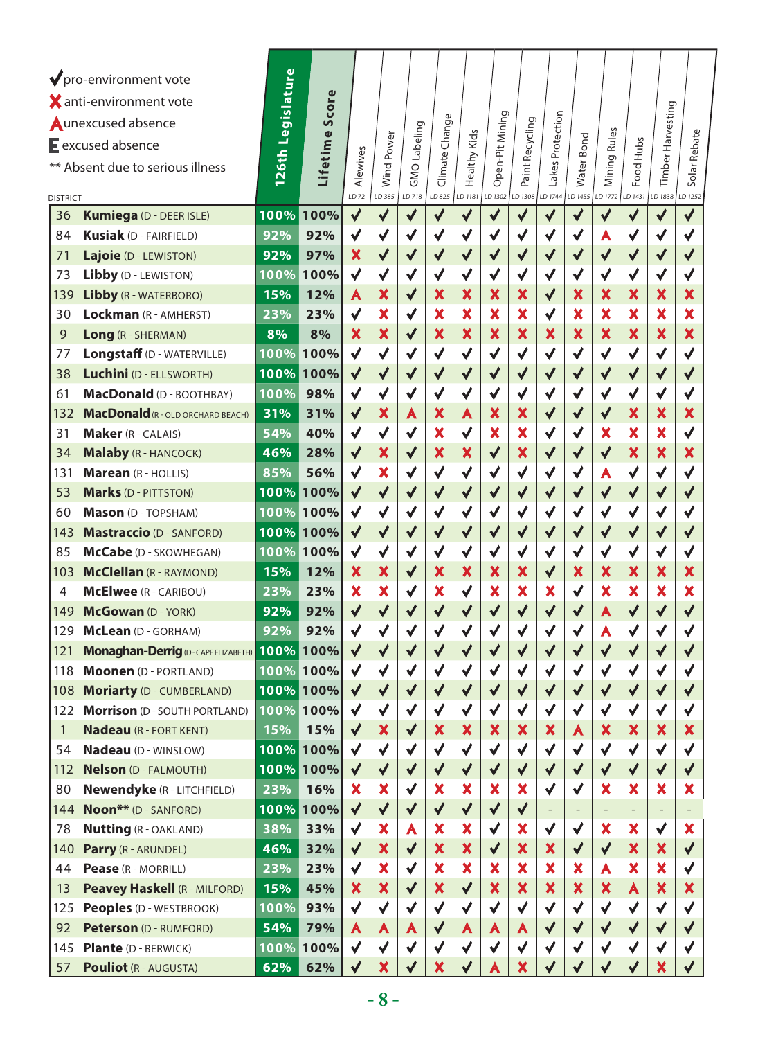✔ pro-environment vote
✘ anti-environment vote
A unexcused absence
E excused absence
** Absent due to serious illness

| DISTRICT | | 126th Legislature | Lifetime Score | Alewives LD 72 | Wind Power LD 385 | GMO Labeling LD 718 | Climate Change LD 825 | Healthy Kids LD 1181 | Open-Pit Mining LD 1302 | Paint Recycling LD 1308 | Lakes Protection LD 1744 | Water Bond LD 1455 | Mining Rules LD 1772 | Food Hubs LD 1431 | Timber Harvesting LD 1838 | Solar Rebate LD 1252 |
|---|---|---|---|---|---|---|---|---|---|---|---|---|---|---|---|---|
| 36 | **Kumiega** (D - DEER ISLE) | 100% | 100% | ✔ | ✔ | ✔ | ✔ | ✔ | ✔ | ✔ | ✔ | ✔ | ✔ | ✔ | ✔ | ✔ |
| 84 | **Kusiak** (D - FAIRFIELD) | 92% | 92% | ✔ | ✔ | ✔ | ✔ | ✔ | ✔ | ✔ | ✔ | ✔ | A | ✔ | ✔ | ✔ |
| 71 | **Lajoie** (D - LEWISTON) | 92% | 97% | ✘ | ✔ | ✔ | ✔ | ✔ | ✔ | ✔ | ✔ | ✔ | ✔ | ✔ | ✔ | ✔ |
| 73 | **Libby** (D - LEWISTON) | 100% | 100% | ✔ | ✔ | ✔ | ✔ | ✔ | ✔ | ✔ | ✔ | ✔ | ✔ | ✔ | ✔ | ✔ |
| 139 | **Libby** (R - WATERBORO) | 15% | 12% | A | ✘ | ✔ | ✘ | ✘ | ✘ | ✘ | ✔ | ✘ | ✘ | ✘ | ✘ | ✘ |
| 30 | **Lockman** (R - AMHERST) | 23% | 23% | ✔ | ✘ | ✔ | ✘ | ✘ | ✘ | ✘ | ✔ | ✘ | ✘ | ✘ | ✘ | ✘ |
| 9 | **Long** (R - SHERMAN) | 8% | 8% | ✘ | ✘ | ✔ | ✘ | ✘ | ✘ | ✘ | ✘ | ✘ | ✘ | ✘ | ✘ | ✘ |
| 77 | **Longstaff** (D - WATERVILLE) | 100% | 100% | ✔ | ✔ | ✔ | ✔ | ✔ | ✔ | ✔ | ✔ | ✔ | ✔ | ✔ | ✔ | ✔ |
| 38 | **Luchini** (D - ELLSWORTH) | 100% | 100% | ✔ | ✔ | ✔ | ✔ | ✔ | ✔ | ✔ | ✔ | ✔ | ✔ | ✔ | ✔ | ✔ |
| 61 | **MacDonald** (D - BOOTHBAY) | 100% | 98% | ✔ | ✔ | ✔ | ✔ | ✔ | ✔ | ✔ | ✔ | ✔ | ✔ | ✔ | ✔ | ✔ |
| 132 | **MacDonald** (R - OLD ORCHARD BEACH) | 31% | 31% | ✔ | ✘ | A | ✘ | A | ✘ | ✘ | ✔ | ✔ | ✔ | ✘ | ✘ | ✘ |
| 31 | **Maker** (R - CALAIS) | 54% | 40% | ✔ | ✔ | ✔ | ✘ | ✔ | ✘ | ✘ | ✔ | ✔ | ✘ | ✘ | ✘ | ✔ |
| 34 | **Malaby** (R - HANCOCK) | 46% | 28% | ✔ | ✘ | ✔ | ✘ | ✘ | ✔ | ✘ | ✔ | ✔ | ✔ | ✘ | ✘ | ✘ |
| 131 | **Marean** (R - HOLLIS) | 85% | 56% | ✔ | ✘ | ✔ | ✔ | ✔ | ✔ | ✔ | ✔ | ✔ | A | ✔ | ✔ | ✔ |
| 53 | **Marks** (D - PITTSTON) | 100% | 100% | ✔ | ✔ | ✔ | ✔ | ✔ | ✔ | ✔ | ✔ | ✔ | ✔ | ✔ | ✔ | ✔ |
| 60 | **Mason** (D - TOPSHAM) | 100% | 100% | ✔ | ✔ | ✔ | ✔ | ✔ | ✔ | ✔ | ✔ | ✔ | ✔ | ✔ | ✔ | ✔ |
| 143 | **Mastraccio** (D - SANFORD) | 100% | 100% | ✔ | ✔ | ✔ | ✔ | ✔ | ✔ | ✔ | ✔ | ✔ | ✔ | ✔ | ✔ | ✔ |
| 85 | **McCabe** (D - SKOWHEGAN) | 100% | 100% | ✔ | ✔ | ✔ | ✔ | ✔ | ✔ | ✔ | ✔ | ✔ | ✔ | ✔ | ✔ | ✔ |
| 103 | **McClellan** (R - RAYMOND) | 15% | 12% | ✘ | ✘ | ✔ | ✘ | ✘ | ✘ | ✘ | ✔ | ✘ | ✘ | ✘ | ✘ | ✘ |
| 4 | **McElwee** (R - CARIBOU) | 23% | 23% | ✘ | ✘ | ✔ | ✘ | ✔ | ✘ | ✘ | ✘ | ✔ | ✘ | ✘ | ✘ | ✘ |
| 149 | **McGowan** (D - YORK) | 92% | 92% | ✔ | ✔ | ✔ | ✔ | ✔ | ✔ | ✔ | ✔ | ✔ | A | ✔ | ✔ | ✔ |
| 129 | **McLean** (D - GORHAM) | 92% | 92% | ✔ | ✔ | ✔ | ✔ | ✔ | ✔ | ✔ | ✔ | ✔ | A | ✔ | ✔ | ✔ |
| 121 | **Monaghan-Derrig** (D - CAPE ELIZABETH) | 100% | 100% | ✔ | ✔ | ✔ | ✔ | ✔ | ✔ | ✔ | ✔ | ✔ | ✔ | ✔ | ✔ | ✔ |
| 118 | **Moonen** (D - PORTLAND) | 100% | 100% | ✔ | ✔ | ✔ | ✔ | ✔ | ✔ | ✔ | ✔ | ✔ | ✔ | ✔ | ✔ | ✔ |
| 108 | **Moriarty** (D - CUMBERLAND) | 100% | 100% | ✔ | ✔ | ✔ | ✔ | ✔ | ✔ | ✔ | ✔ | ✔ | ✔ | ✔ | ✔ | ✔ |
| 122 | **Morrison** (D - SOUTH PORTLAND) | 100% | 100% | ✔ | ✔ | ✔ | ✔ | ✔ | ✔ | ✔ | ✔ | ✔ | ✔ | ✔ | ✔ | ✔ |
| 1 | **Nadeau** (R - FORT KENT) | 15% | 15% | ✔ | ✘ | ✔ | ✘ | ✘ | ✘ | ✘ | ✘ | A | ✘ | ✘ | ✘ | ✘ |
| 54 | **Nadeau** (D - WINSLOW) | 100% | 100% | ✔ | ✔ | ✔ | ✔ | ✔ | ✔ | ✔ | ✔ | ✔ | ✔ | ✔ | ✔ | ✔ |
| 112 | **Nelson** (D - FALMOUTH) | 100% | 100% | ✔ | ✔ | ✔ | ✔ | ✔ | ✔ | ✔ | ✔ | ✔ | ✔ | ✔ | ✔ | ✔ |
| 80 | **Newendyke** (R - LITCHFIELD) | 23% | 16% | ✘ | ✘ | ✔ | ✘ | ✘ | ✘ | ✘ | ✔ | ✔ | ✘ | ✘ | ✘ | ✘ |
| 144 | **Noon**** (D - SANFORD) | 100% | 100% | ✔ | ✔ | ✔ | ✔ | ✔ | ✔ | ✔ | - | - | - | - | - | - |
| 78 | **Nutting** (R - OAKLAND) | 38% | 33% | ✔ | ✘ | A | ✘ | ✘ | ✔ | ✘ | ✔ | ✔ | ✘ | ✘ | ✔ | ✘ |
| 140 | **Parry** (R - ARUNDEL) | 46% | 32% | ✔ | ✘ | ✔ | ✘ | ✘ | ✔ | ✘ | ✘ | ✔ | ✔ | ✘ | ✘ | ✔ |
| 44 | **Pease** (R - MORRILL) | 23% | 23% | ✔ | ✘ | ✔ | ✘ | ✘ | ✘ | ✘ | ✘ | ✘ | A | ✘ | ✘ | ✔ |
| 13 | **Peavey Haskell** (R - MILFORD) | 15% | 45% | ✘ | ✘ | ✔ | ✘ | ✔ | ✘ | ✘ | ✘ | ✘ | ✘ | A | ✘ | ✘ |
| 125 | **Peoples** (D - WESTBROOK) | 100% | 93% | ✔ | ✔ | ✔ | ✔ | ✔ | ✔ | ✔ | ✔ | ✔ | ✔ | ✔ | ✔ | ✔ |
| 92 | **Peterson** (D - RUMFORD) | 54% | 79% | A | A | A | ✔ | A | A | A | ✔ | ✔ | ✔ | ✔ | ✔ | ✔ |
| 145 | **Plante** (D - BERWICK) | 100% | 100% | ✔ | ✔ | ✔ | ✔ | ✔ | ✔ | ✔ | ✔ | ✔ | ✔ | ✔ | ✔ | ✔ |
| 57 | **Pouliot** (R - AUGUSTA) | 62% | 62% | ✔ | ✘ | ✔ | ✘ | ✔ | A | ✘ | ✔ | ✔ | ✔ | ✔ | ✘ | ✔ |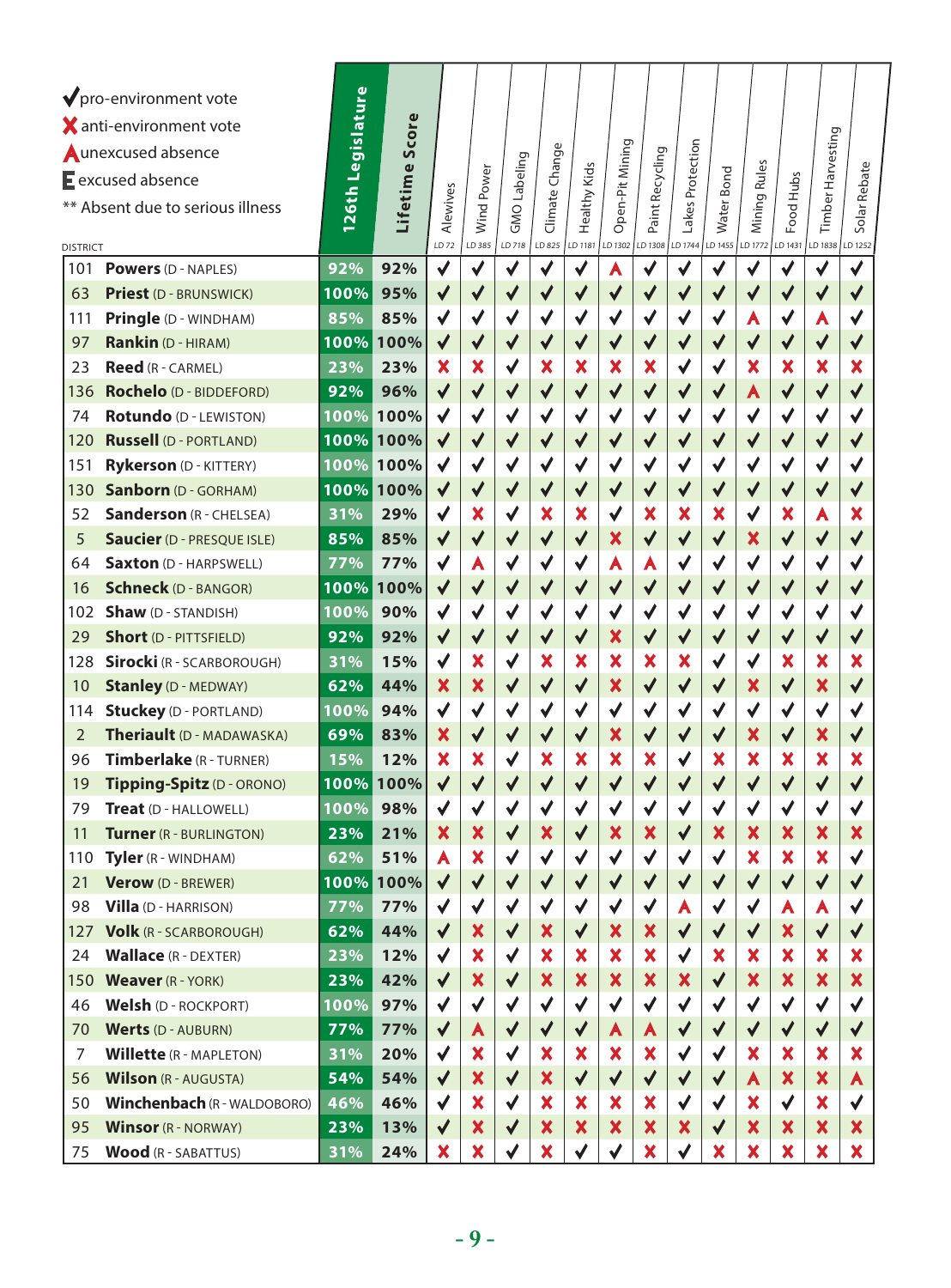✔ pro-environment vote
✘ anti-environment vote
A unexcused absence
E excused absence
** Absent due to serious illness

| DISTRICT | | 126th Legislature | Lifetime Score | Alewives LD 72 | Wind Power LD 385 | GMO Labeling LD 718 | Climate Change LD 825 | Healthy Kids LD 1181 | Open-Pit Mining LD 1302 | Paint Recycling LD 1308 | Lakes Protection LD 1744 | Water Bond LD 1455 | Mining Rules LD 1772 | Food Hubs LD 1431 | Timber Harvesting LD 1838 | Solar Rebate LD 1252 |
|---|---|---|---|---|---|---|---|---|---|---|---|---|---|---|---|---|
| 101 | **Powers** (D - NAPLES) | 92% | 92% | ✔ | ✔ | ✔ | ✔ | ✔ | A | ✔ | ✔ | ✔ | ✔ | ✔ | ✔ | ✔ |
| 63 | **Priest** (D - BRUNSWICK) | 100% | 95% | ✔ | ✔ | ✔ | ✔ | ✔ | ✔ | ✔ | ✔ | ✔ | ✔ | ✔ | ✔ | ✔ |
| 111 | **Pringle** (D - WINDHAM) | 85% | 85% | ✔ | ✔ | ✔ | ✔ | ✔ | ✔ | ✔ | ✔ | ✔ | A | ✔ | A | ✔ |
| 97 | **Rankin** (D - HIRAM) | 100% | 100% | ✔ | ✔ | ✔ | ✔ | ✔ | ✔ | ✔ | ✔ | ✔ | ✔ | ✔ | ✔ | ✔ |
| 23 | **Reed** (R - CARMEL) | 23% | 23% | ✘ | ✘ | ✔ | ✘ | ✘ | ✘ | ✘ | ✔ | ✔ | ✘ | ✘ | ✘ | ✘ |
| 136 | **Rochelo** (D - BIDDEFORD) | 92% | 96% | ✔ | ✔ | ✔ | ✔ | ✔ | ✔ | ✔ | ✔ | ✔ | A | ✔ | ✔ | ✔ |
| 74 | **Rotundo** (D - LEWISTON) | 100% | 100% | ✔ | ✔ | ✔ | ✔ | ✔ | ✔ | ✔ | ✔ | ✔ | ✔ | ✔ | ✔ | ✔ |
| 120 | **Russell** (D - PORTLAND) | 100% | 100% | ✔ | ✔ | ✔ | ✔ | ✔ | ✔ | ✔ | ✔ | ✔ | ✔ | ✔ | ✔ | ✔ |
| 151 | **Rykerson** (D - KITTERY) | 100% | 100% | ✔ | ✔ | ✔ | ✔ | ✔ | ✔ | ✔ | ✔ | ✔ | ✔ | ✔ | ✔ | ✔ |
| 130 | **Sanborn** (D - GORHAM) | 100% | 100% | ✔ | ✔ | ✔ | ✔ | ✔ | ✔ | ✔ | ✔ | ✔ | ✔ | ✔ | ✔ | ✔ |
| 52 | **Sanderson** (R - CHELSEA) | 31% | 29% | ✔ | ✘ | ✔ | ✘ | ✘ | ✔ | ✘ | ✘ | ✘ | ✔ | ✘ | A | ✘ |
| 5 | **Saucier** (D - PRESQUE ISLE) | 85% | 85% | ✔ | ✔ | ✔ | ✔ | ✔ | ✘ | ✔ | ✔ | ✔ | ✘ | ✔ | ✔ | ✔ |
| 64 | **Saxton** (D - HARPSWELL) | 77% | 77% | ✔ | A | ✔ | ✔ | ✔ | A | A | ✔ | ✔ | ✔ | ✔ | ✔ | ✔ |
| 16 | **Schneck** (D - BANGOR) | 100% | 100% | ✔ | ✔ | ✔ | ✔ | ✔ | ✔ | ✔ | ✔ | ✔ | ✔ | ✔ | ✔ | ✔ |
| 102 | **Shaw** (D - STANDISH) | 100% | 90% | ✔ | ✔ | ✔ | ✔ | ✔ | ✔ | ✔ | ✔ | ✔ | ✔ | ✔ | ✔ | ✔ |
| 29 | **Short** (D - PITTSFIELD) | 92% | 92% | ✔ | ✔ | ✔ | ✔ | ✔ | ✘ | ✔ | ✔ | ✔ | ✔ | ✔ | ✔ | ✔ |
| 128 | **Sirocki** (R - SCARBOROUGH) | 31% | 15% | ✔ | ✘ | ✔ | ✘ | ✘ | ✘ | ✘ | ✘ | ✔ | ✔ | ✘ | ✘ | ✘ |
| 10 | **Stanley** (D - MEDWAY) | 62% | 44% | ✘ | ✘ | ✔ | ✔ | ✔ | ✘ | ✔ | ✔ | ✔ | ✘ | ✔ | ✘ | ✔ |
| 114 | **Stuckey** (D - PORTLAND) | 100% | 94% | ✔ | ✔ | ✔ | ✔ | ✔ | ✔ | ✔ | ✔ | ✔ | ✔ | ✔ | ✔ | ✔ |
| 2 | **Theriault** (D - MADAWASKA) | 69% | 83% | ✘ | ✔ | ✔ | ✔ | ✔ | ✘ | ✔ | ✔ | ✔ | ✘ | ✔ | ✘ | ✔ |
| 96 | **Timberlake** (R - TURNER) | 15% | 12% | ✘ | ✘ | ✔ | ✘ | ✘ | ✘ | ✘ | ✔ | ✘ | ✘ | ✘ | ✘ | ✘ |
| 19 | **Tipping-Spitz** (D - ORONO) | 100% | 100% | ✔ | ✔ | ✔ | ✔ | ✔ | ✔ | ✔ | ✔ | ✔ | ✔ | ✔ | ✔ | ✔ |
| 79 | **Treat** (D - HALLOWELL) | 100% | 98% | ✔ | ✔ | ✔ | ✔ | ✔ | ✔ | ✔ | ✔ | ✔ | ✔ | ✔ | ✔ | ✔ |
| 11 | **Turner** (R - BURLINGTON) | 23% | 21% | ✘ | ✘ | ✔ | ✘ | ✔ | ✘ | ✘ | ✔ | ✘ | ✘ | ✘ | ✘ | ✘ |
| 110 | **Tyler** (R - WINDHAM) | 62% | 51% | A | ✘ | ✔ | ✔ | ✔ | ✔ | ✔ | ✔ | ✔ | ✘ | ✘ | ✘ | ✔ |
| 21 | **Verow** (D - BREWER) | 100% | 100% | ✔ | ✔ | ✔ | ✔ | ✔ | ✔ | ✔ | ✔ | ✔ | ✔ | ✔ | ✔ | ✔ |
| 98 | **Villa** (D - HARRISON) | 77% | 77% | ✔ | ✔ | ✔ | ✔ | ✔ | ✔ | ✔ | A | ✔ | ✔ | A | A | ✔ |
| 127 | **Volk** (R - SCARBOROUGH) | 62% | 44% | ✔ | ✘ | ✔ | ✘ | ✔ | ✘ | ✘ | ✔ | ✔ | ✔ | ✘ | ✔ | ✔ |
| 24 | **Wallace** (R - DEXTER) | 23% | 12% | ✔ | ✘ | ✔ | ✘ | ✘ | ✘ | ✘ | ✔ | ✘ | ✘ | ✘ | ✘ | ✘ |
| 150 | **Weaver** (R - YORK) | 23% | 42% | ✔ | ✘ | ✔ | ✘ | ✘ | ✘ | ✘ | ✘ | ✔ | ✘ | ✘ | ✘ | ✘ |
| 46 | **Welsh** (D - ROCKPORT) | 100% | 97% | ✔ | ✔ | ✔ | ✔ | ✔ | ✔ | ✔ | ✔ | ✔ | ✔ | ✔ | ✔ | ✔ |
| 70 | **Werts** (D - AUBURN) | 77% | 77% | ✔ | A | ✔ | ✔ | ✔ | A | A | ✔ | ✔ | ✔ | ✔ | ✔ | ✔ |
| 7 | **Willette** (R - MAPLETON) | 31% | 20% | ✔ | ✘ | ✔ | ✘ | ✘ | ✘ | ✘ | ✔ | ✔ | ✘ | ✘ | ✘ | ✘ |
| 56 | **Wilson** (R - AUGUSTA) | 54% | 54% | ✔ | ✘ | ✔ | ✘ | ✔ | ✔ | ✔ | ✔ | ✔ | A | ✘ | ✘ | A |
| 50 | **Winchenbach** (R - WALDOBORO) | 46% | 46% | ✔ | ✘ | ✔ | ✘ | ✘ | ✘ | ✘ | ✔ | ✔ | ✘ | ✔ | ✘ | ✔ |
| 95 | **Winsor** (R - NORWAY) | 23% | 13% | ✔ | ✘ | ✔ | ✘ | ✘ | ✘ | ✘ | ✘ | ✔ | ✘ | ✘ | ✘ | ✘ |
| 75 | **Wood** (R - SABATTUS) | 31% | 24% | ✘ | ✘ | ✔ | ✘ | ✔ | ✔ | ✘ | ✔ | ✘ | ✘ | ✘ | ✘ | ✘ |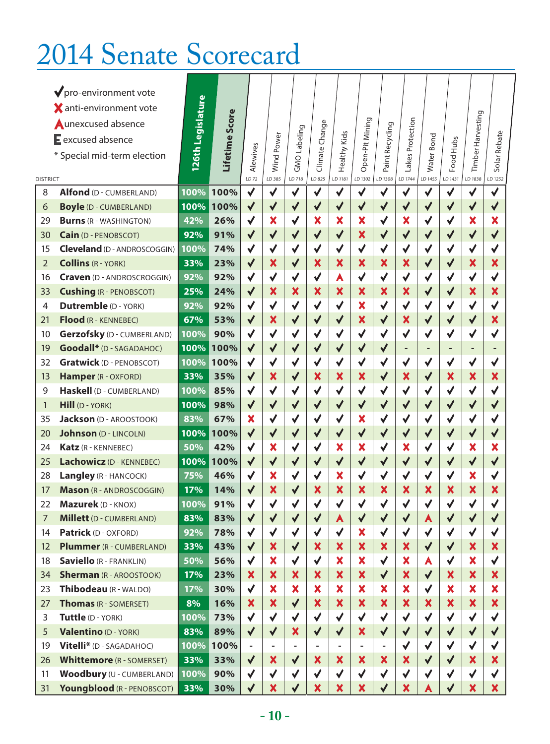# 2014 Senate Scorecard

✔ pro-environment vote
✘ anti-environment vote
A unexcused absence
E excused absence
* Special mid-term election

| DISTRICT | | 126th Legislature | Lifetime Score | Alewives LD 72 | Wind Power LD 385 | GMO Labeling LD 718 | Climate Change LD 825 | Healthy Kids LD 1181 | Open-Pit Mining LD 1302 | Paint Recycling LD 1308 | Lakes Protection LD 1744 | Water Bond LD 1455 | Food Hubs LD 1431 | Timber Harvesting LD 1838 | Solar Rebate LD 1252 |
|---|---|---|---|---|---|---|---|---|---|---|---|---|---|---|---|
| 8 | **Alfond** (D - CUMBERLAND) | 100% | 100% | ✔ | ✔ | ✔ | ✔ | ✔ | ✔ | ✔ | ✔ | ✔ | ✔ | ✔ | ✔ |
| 6 | **Boyle** (D - CUMBERLAND) | 100% | 100% | ✔ | ✔ | ✔ | ✔ | ✔ | ✔ | ✔ | ✔ | ✔ | ✔ | ✔ | ✔ |
| 29 | **Burns** (R - WASHINGTON) | 42% | 26% | ✔ | ✘ | ✔ | ✘ | ✘ | ✘ | ✔ | ✘ | ✔ | ✔ | ✘ | ✘ |
| 30 | **Cain** (D - PENOBSCOT) | 92% | 91% | ✔ | ✔ | ✔ | ✔ | ✔ | ✘ | ✔ | ✔ | ✔ | ✔ | ✔ | ✔ |
| 15 | **Cleveland** (D - ANDROSCOGGIN) | 100% | 74% | ✔ | ✔ | ✔ | ✔ | ✔ | ✔ | ✔ | ✔ | ✔ | ✔ | ✔ | ✔ |
| 2 | **Collins** (R - YORK) | 33% | 23% | ✔ | ✘ | ✔ | ✘ | ✘ | ✘ | ✘ | ✘ | ✔ | ✔ | ✘ | ✘ |
| 16 | **Craven** (D - ANDROSCROGGIN) | 92% | 92% | ✔ | ✔ | ✔ | ✔ | A | ✔ | ✔ | ✔ | ✔ | ✔ | ✔ | ✔ |
| 33 | **Cushing** (R - PENOBSCOT) | 25% | 24% | ✔ | ✘ | ✘ | ✘ | ✘ | ✘ | ✘ | ✘ | ✔ | ✔ | ✘ | ✘ |
| 4 | **Dutremble** (D - YORK) | 92% | 92% | ✔ | ✔ | ✔ | ✔ | ✔ | ✘ | ✔ | ✔ | ✔ | ✔ | ✔ | ✔ |
| 21 | **Flood** (R - KENNEBEC) | 67% | 53% | ✔ | ✘ | ✔ | ✔ | ✔ | ✘ | ✔ | ✘ | ✔ | ✔ | ✔ | ✘ |
| 10 | **Gerzofsky** (D - CUMBERLAND) | 100% | 90% | ✔ | ✔ | ✔ | ✔ | ✔ | ✔ | ✔ | ✔ | ✔ | ✔ | ✔ | ✔ |
| 19 | **Goodall*** (D - SAGADAHOC) | 100% | 100% | ✔ | ✔ | ✔ | ✔ | ✔ | ✔ | ✔ | - | - | - | - | - |
| 32 | **Gratwick** (D - PENOBSCOT) | 100% | 100% | ✔ | ✔ | ✔ | ✔ | ✔ | ✔ | ✔ | ✔ | ✔ | ✔ | ✔ | ✔ |
| 13 | **Hamper** (R - OXFORD) | 33% | 35% | ✔ | ✘ | ✔ | ✘ | ✘ | ✘ | ✔ | ✘ | ✔ | ✘ | ✘ | ✘ |
| 9 | **Haskell** (D - CUMBERLAND) | 100% | 85% | ✔ | ✔ | ✔ | ✔ | ✔ | ✔ | ✔ | ✔ | ✔ | ✔ | ✔ | ✔ |
| 1 | **Hill** (D - YORK) | 100% | 98% | ✔ | ✔ | ✔ | ✔ | ✔ | ✔ | ✔ | ✔ | ✔ | ✔ | ✔ | ✔ |
| 35 | **Jackson** (D - AROOSTOOK) | 83% | 67% | ✘ | ✔ | ✔ | ✔ | ✔ | ✘ | ✔ | ✔ | ✔ | ✔ | ✔ | ✔ |
| 20 | **Johnson** (D - LINCOLN) | 100% | 100% | ✔ | ✔ | ✔ | ✔ | ✔ | ✔ | ✔ | ✔ | ✔ | ✔ | ✔ | ✔ |
| 24 | **Katz** (R - KENNEBEC) | 50% | 42% | ✔ | ✘ | ✔ | ✔ | ✘ | ✘ | ✔ | ✘ | ✔ | ✔ | ✘ | ✘ |
| 25 | **Lachowicz** (D - KENNEBEC) | 100% | 100% | ✔ | ✔ | ✔ | ✔ | ✔ | ✔ | ✔ | ✔ | ✔ | ✔ | ✔ | ✔ |
| 28 | **Langley** (R - HANCOCK) | 75% | 46% | ✔ | ✘ | ✔ | ✔ | ✘ | ✔ | ✔ | ✔ | ✔ | ✔ | ✘ | ✔ |
| 17 | **Mason** (R - ANDROSCOGGIN) | 17% | 14% | ✔ | ✘ | ✔ | ✘ | ✘ | ✘ | ✘ | ✘ | ✘ | ✘ | ✘ | ✘ |
| 22 | **Mazurek** (D - KNOX) | 100% | 91% | ✔ | ✔ | ✔ | ✔ | ✔ | ✔ | ✔ | ✔ | ✔ | ✔ | ✔ | ✔ |
| 7 | **Millett** (D - CUMBERLAND) | 83% | 83% | ✔ | ✔ | ✔ | ✔ | A | ✔ | ✔ | ✔ | A | ✔ | ✔ | ✔ |
| 14 | **Patrick** (D - OXFORD) | 92% | 78% | ✔ | ✔ | ✔ | ✔ | ✔ | ✘ | ✔ | ✔ | ✔ | ✔ | ✔ | ✔ |
| 12 | **Plummer** (R - CUMBERLAND) | 33% | 43% | ✔ | ✘ | ✔ | ✘ | ✘ | ✘ | ✘ | ✘ | ✔ | ✔ | ✘ | ✘ |
| 18 | **Saviello** (R - FRANKLIN) | 50% | 56% | ✔ | ✘ | ✔ | ✔ | ✘ | ✘ | ✔ | ✘ | A | ✔ | ✘ | ✔ |
| 34 | **Sherman** (R - AROOSTOOK) | 17% | 23% | ✘ | ✘ | ✘ | ✘ | ✘ | ✘ | ✔ | ✘ | ✔ | ✘ | ✘ | ✘ |
| 23 | **Thibodeau** (R - WALDO) | 17% | 30% | ✔ | ✘ | ✘ | ✘ | ✘ | ✘ | ✘ | ✘ | ✔ | ✘ | ✘ | ✘ |
| 27 | **Thomas** (R - SOMERSET) | 8% | 16% | ✘ | ✘ | ✔ | ✘ | ✘ | ✘ | ✘ | ✘ | ✘ | ✘ | ✘ | ✘ |
| 3 | **Tuttle** (D - YORK) | 100% | 73% | ✔ | ✔ | ✔ | ✔ | ✔ | ✔ | ✔ | ✔ | ✔ | ✔ | ✔ | ✔ |
| 5 | **Valentino** (D - YORK) | 83% | 89% | ✔ | ✔ | ✘ | ✔ | ✔ | ✘ | ✔ | ✔ | ✔ | ✔ | ✔ | ✔ |
| 19 | **Vitelli*** (D - SAGADAHOC) | 100% | 100% | - | - | - | - | - | - | - | ✔ | ✔ | ✔ | ✔ | ✔ |
| 26 | **Whittemore** (R - SOMERSET) | 33% | 33% | ✔ | ✘ | ✔ | ✘ | ✘ | ✘ | ✘ | ✘ | ✔ | ✔ | ✘ | ✘ |
| 11 | **Woodbury** (U - CUMBERLAND) | 100% | 90% | ✔ | ✔ | ✔ | ✔ | ✔ | ✔ | ✔ | ✔ | ✔ | ✔ | ✔ | ✔ |
| 31 | **Youngblood** (R - PENOBSCOT) | 33% | 30% | ✔ | ✘ | ✔ | ✘ | ✘ | ✘ | ✔ | ✘ | A | ✔ | ✘ | ✘ |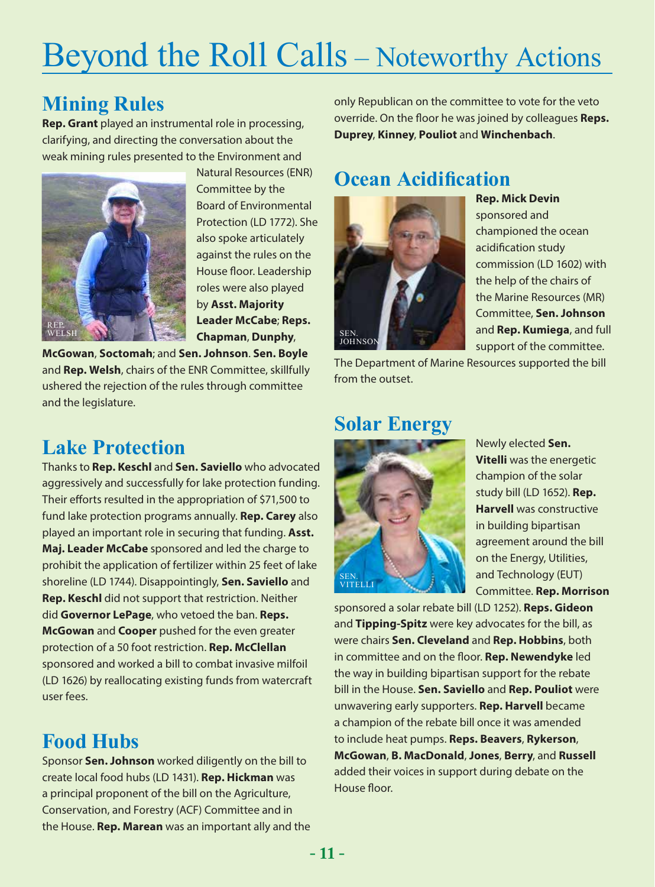# Beyond the Roll Calls – Noteworthy Actions

## Mining Rules

**Rep. Grant** played an instrumental role in processing, clarifying, and directing the conversation about the weak mining rules presented to the Environment and Natural Resources (ENR) Committee by the Board of Environmental Protection (LD 1772). She also spoke articulately against the rules on the House floor. Leadership roles were also played by **Asst. Majority Leader McCabe**; **Reps. Chapman**, **Dunphy**, **McGowan**, **Soctomah**; and **Sen. Johnson**. **Sen. Boyle** and **Rep. Welsh**, chairs of the ENR Committee, skillfully ushered the rejection of the rules through committee and the legislature.

REP. WELSH

## Lake Protection

Thanks to **Rep. Keschl** and **Sen. Saviello** who advocated aggressively and successfully for lake protection funding. Their efforts resulted in the appropriation of $71,500 to fund lake protection programs annually. **Rep. Carey** also played an important role in securing that funding. **Asst. Maj. Leader McCabe** sponsored and led the charge to prohibit the application of fertilizer within 25 feet of lake shoreline (LD 1744). Disappointingly, **Sen. Saviello** and **Rep. Keschl** did not support that restriction. Neither did **Governor LePage**, who vetoed the ban. **Reps. McGowan** and **Cooper** pushed for the even greater protection of a 50 foot restriction. **Rep. McClellan** sponsored and worked a bill to combat invasive milfoil (LD 1626) by reallocating existing funds from watercraft user fees.

## Food Hubs

Sponsor **Sen. Johnson** worked diligently on the bill to create local food hubs (LD 1431). **Rep. Hickman** was a principal proponent of the bill on the Agriculture, Conservation, and Forestry (ACF) Committee and in the House. **Rep. Marean** was an important ally and the only Republican on the committee to vote for the veto override. On the floor he was joined by colleagues **Reps. Duprey**, **Kinney**, **Pouliot** and **Winchenbach**.

## Ocean Acidification

**Rep. Mick Devin** sponsored and championed the ocean acidification study commission (LD 1602) with the help of the chairs of the Marine Resources (MR) Committee, **Sen. Johnson** and **Rep. Kumiega**, and full support of the committee. The Department of Marine Resources supported the bill from the outset.

SEN. JOHNSON

## Solar Energy

Newly elected **Sen. Vitelli** was the energetic champion of the solar study bill (LD 1652). **Rep. Harvell** was constructive in building bipartisan agreement around the bill on the Energy, Utilities, and Technology (EUT) Committee. **Rep. Morrison** sponsored a solar rebate bill (LD 1252). **Reps. Gideon** and **Tipping-Spitz** were key advocates for the bill, as were chairs **Sen. Cleveland** and **Rep. Hobbins**, both in committee and on the floor. **Rep. Newendyke** led the way in building bipartisan support for the rebate bill in the House. **Sen. Saviello** and **Rep. Pouliot** were unwavering early supporters. **Rep. Harvell** became a champion of the rebate bill once it was amended to include heat pumps. **Reps. Beavers**, **Rykerson**, **McGowan**, **B. MacDonald**, **Jones**, **Berry**, and **Russell** added their voices in support during debate on the House floor.

SEN. VITELLI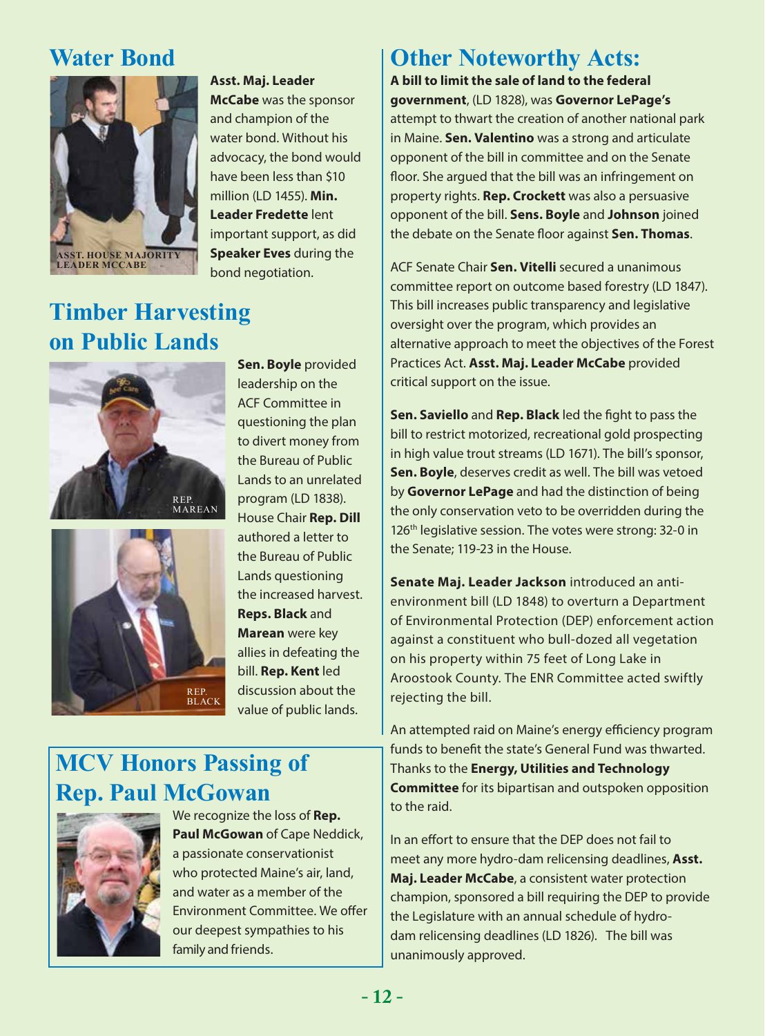## Water Bond

ASST. HOUSE MAJORITY LEADER MCCABE

**Asst. Maj. Leader McCabe** was the sponsor and champion of the water bond. Without his advocacy, the bond would have been less than $10 million (LD 1455). **Min. Leader Fredette** lent important support, as did **Speaker Eves** during the bond negotiation.

## Timber Harvesting on Public Lands

REP. MAREAN

REP. BLACK

**Sen. Boyle** provided leadership on the ACF Committee in questioning the plan to divert money from the Bureau of Public Lands to an unrelated program (LD 1838). House Chair **Rep. Dill** authored a letter to the Bureau of Public Lands questioning the increased harvest. **Reps. Black** and **Marean** were key allies in defeating the bill. **Rep. Kent** led discussion about the value of public lands.

## MCV Honors Passing of Rep. Paul McGowan

We recognize the loss of **Rep. Paul McGowan** of Cape Neddick, a passionate conservationist who protected Maine's air, land, and water as a member of the Environment Committee. We offer our deepest sympathies to his family and friends.

## Other Noteworthy Acts:

**A bill to limit the sale of land to the federal government**, (LD 1828), was **Governor LePage's** attempt to thwart the creation of another national park in Maine. **Sen. Valentino** was a strong and articulate opponent of the bill in committee and on the Senate floor. She argued that the bill was an infringement on property rights. **Rep. Crockett** was also a persuasive opponent of the bill. **Sens. Boyle** and **Johnson** joined the debate on the Senate floor against **Sen. Thomas**.

ACF Senate Chair **Sen. Vitelli** secured a unanimous committee report on outcome based forestry (LD 1847). This bill increases public transparency and legislative oversight over the program, which provides an alternative approach to meet the objectives of the Forest Practices Act. **Asst. Maj. Leader McCabe** provided critical support on the issue.

**Sen. Saviello** and **Rep. Black** led the fight to pass the bill to restrict motorized, recreational gold prospecting in high value trout streams (LD 1671). The bill's sponsor, **Sen. Boyle**, deserves credit as well. The bill was vetoed by **Governor LePage** and had the distinction of being the only conservation veto to be overridden during the 126th legislative session. The votes were strong: 32-0 in the Senate; 119-23 in the House.

**Senate Maj. Leader Jackson** introduced an anti-environment bill (LD 1848) to overturn a Department of Environmental Protection (DEP) enforcement action against a constituent who bull-dozed all vegetation on his property within 75 feet of Long Lake in Aroostook County. The ENR Committee acted swiftly rejecting the bill.

An attempted raid on Maine's energy efficiency program funds to benefit the state's General Fund was thwarted. Thanks to the **Energy, Utilities and Technology Committee** for its bipartisan and outspoken opposition to the raid.

In an effort to ensure that the DEP does not fail to meet any more hydro-dam relicensing deadlines, **Asst. Maj. Leader McCabe**, a consistent water protection champion, sponsored a bill requiring the DEP to provide the Legislature with an annual schedule of hydro-dam relicensing deadlines (LD 1826). The bill was unanimously approved.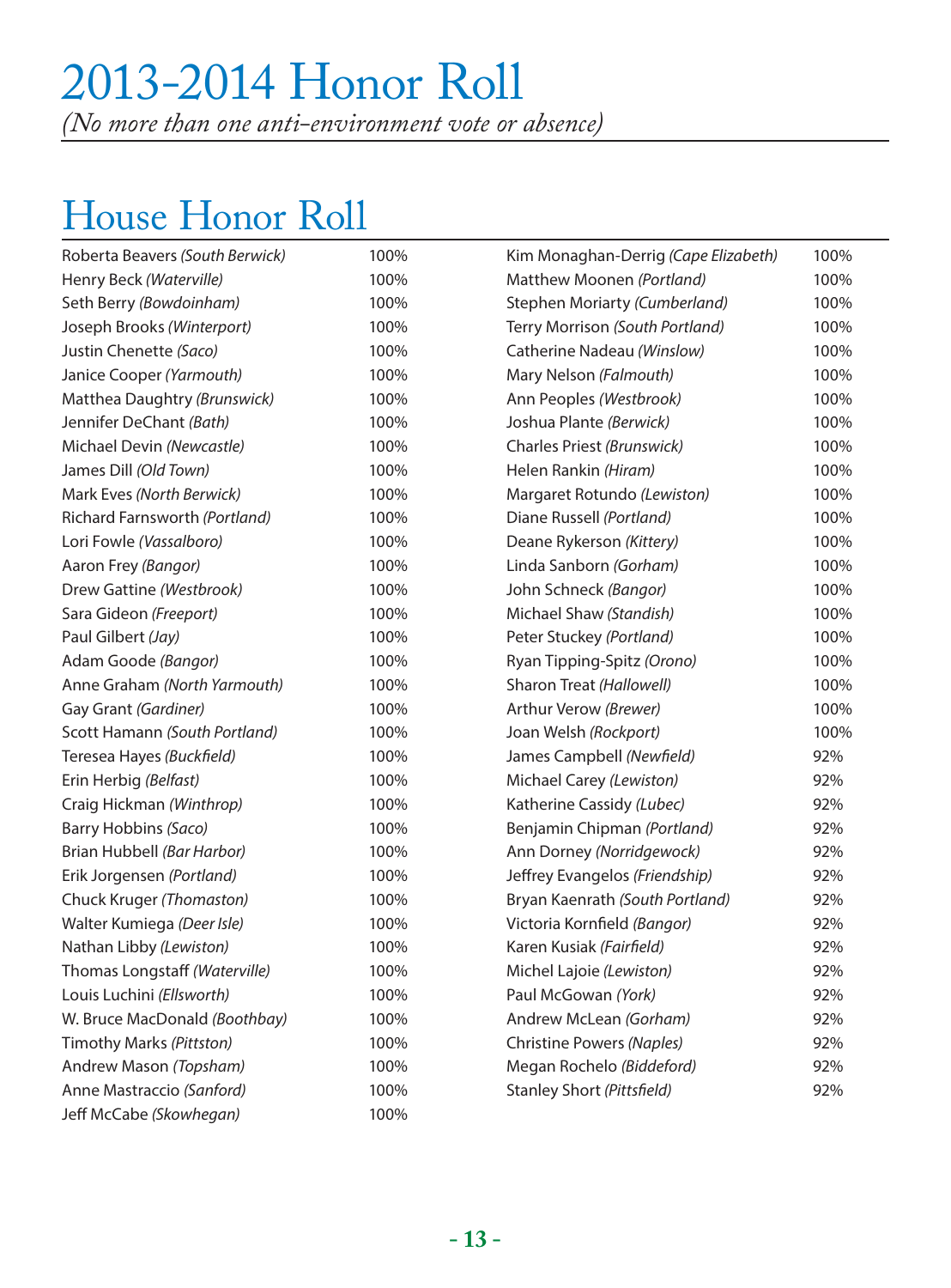# 2013-2014 Honor Roll

*(No more than one anti-environment vote or absence)*

## House Honor Roll

| Name | Score |
|---|---|
| Roberta Beavers *(South Berwick)* | 100% |
| Henry Beck *(Waterville)* | 100% |
| Seth Berry *(Bowdoinham)* | 100% |
| Joseph Brooks *(Winterport)* | 100% |
| Justin Chenette *(Saco)* | 100% |
| Janice Cooper *(Yarmouth)* | 100% |
| Matthea Daughtry *(Brunswick)* | 100% |
| Jennifer DeChant *(Bath)* | 100% |
| Michael Devin *(Newcastle)* | 100% |
| James Dill *(Old Town)* | 100% |
| Mark Eves *(North Berwick)* | 100% |
| Richard Farnsworth *(Portland)* | 100% |
| Lori Fowle *(Vassalboro)* | 100% |
| Aaron Frey *(Bangor)* | 100% |
| Drew Gattine *(Westbrook)* | 100% |
| Sara Gideon *(Freeport)* | 100% |
| Paul Gilbert *(Jay)* | 100% |
| Adam Goode *(Bangor)* | 100% |
| Anne Graham *(North Yarmouth)* | 100% |
| Gay Grant *(Gardiner)* | 100% |
| Scott Hamann *(South Portland)* | 100% |
| Teresea Hayes *(Buckfield)* | 100% |
| Erin Herbig *(Belfast)* | 100% |
| Craig Hickman *(Winthrop)* | 100% |
| Barry Hobbins *(Saco)* | 100% |
| Brian Hubbell *(Bar Harbor)* | 100% |
| Erik Jorgensen *(Portland)* | 100% |
| Chuck Kruger *(Thomaston)* | 100% |
| Walter Kumiega *(Deer Isle)* | 100% |
| Nathan Libby *(Lewiston)* | 100% |
| Thomas Longstaff *(Waterville)* | 100% |
| Louis Luchini *(Ellsworth)* | 100% |
| W. Bruce MacDonald *(Boothbay)* | 100% |
| Timothy Marks *(Pittston)* | 100% |
| Andrew Mason *(Topsham)* | 100% |
| Anne Mastraccio *(Sanford)* | 100% |
| Jeff McCabe *(Skowhegan)* | 100% |
| Kim Monaghan-Derrig *(Cape Elizabeth)* | 100% |
| Matthew Moonen *(Portland)* | 100% |
| Stephen Moriarty *(Cumberland)* | 100% |
| Terry Morrison *(South Portland)* | 100% |
| Catherine Nadeau *(Winslow)* | 100% |
| Mary Nelson *(Falmouth)* | 100% |
| Ann Peoples *(Westbrook)* | 100% |
| Joshua Plante *(Berwick)* | 100% |
| Charles Priest *(Brunswick)* | 100% |
| Helen Rankin *(Hiram)* | 100% |
| Margaret Rotundo *(Lewiston)* | 100% |
| Diane Russell *(Portland)* | 100% |
| Deane Rykerson *(Kittery)* | 100% |
| Linda Sanborn *(Gorham)* | 100% |
| John Schneck *(Bangor)* | 100% |
| Michael Shaw *(Standish)* | 100% |
| Peter Stuckey *(Portland)* | 100% |
| Ryan Tipping-Spitz *(Orono)* | 100% |
| Sharon Treat *(Hallowell)* | 100% |
| Arthur Verow *(Brewer)* | 100% |
| Joan Welsh *(Rockport)* | 100% |
| James Campbell *(Newfield)* | 92% |
| Michael Carey *(Lewiston)* | 92% |
| Katherine Cassidy *(Lubec)* | 92% |
| Benjamin Chipman *(Portland)* | 92% |
| Ann Dorney *(Norridgewock)* | 92% |
| Jeffrey Evangelos *(Friendship)* | 92% |
| Bryan Kaenrath *(South Portland)* | 92% |
| Victoria Kornfield *(Bangor)* | 92% |
| Karen Kusiak *(Fairfield)* | 92% |
| Michel Lajoie *(Lewiston)* | 92% |
| Paul McGowan *(York)* | 92% |
| Andrew McLean *(Gorham)* | 92% |
| Christine Powers *(Naples)* | 92% |
| Megan Rochelo *(Biddeford)* | 92% |
| Stanley Short *(Pittsfield)* | 92% |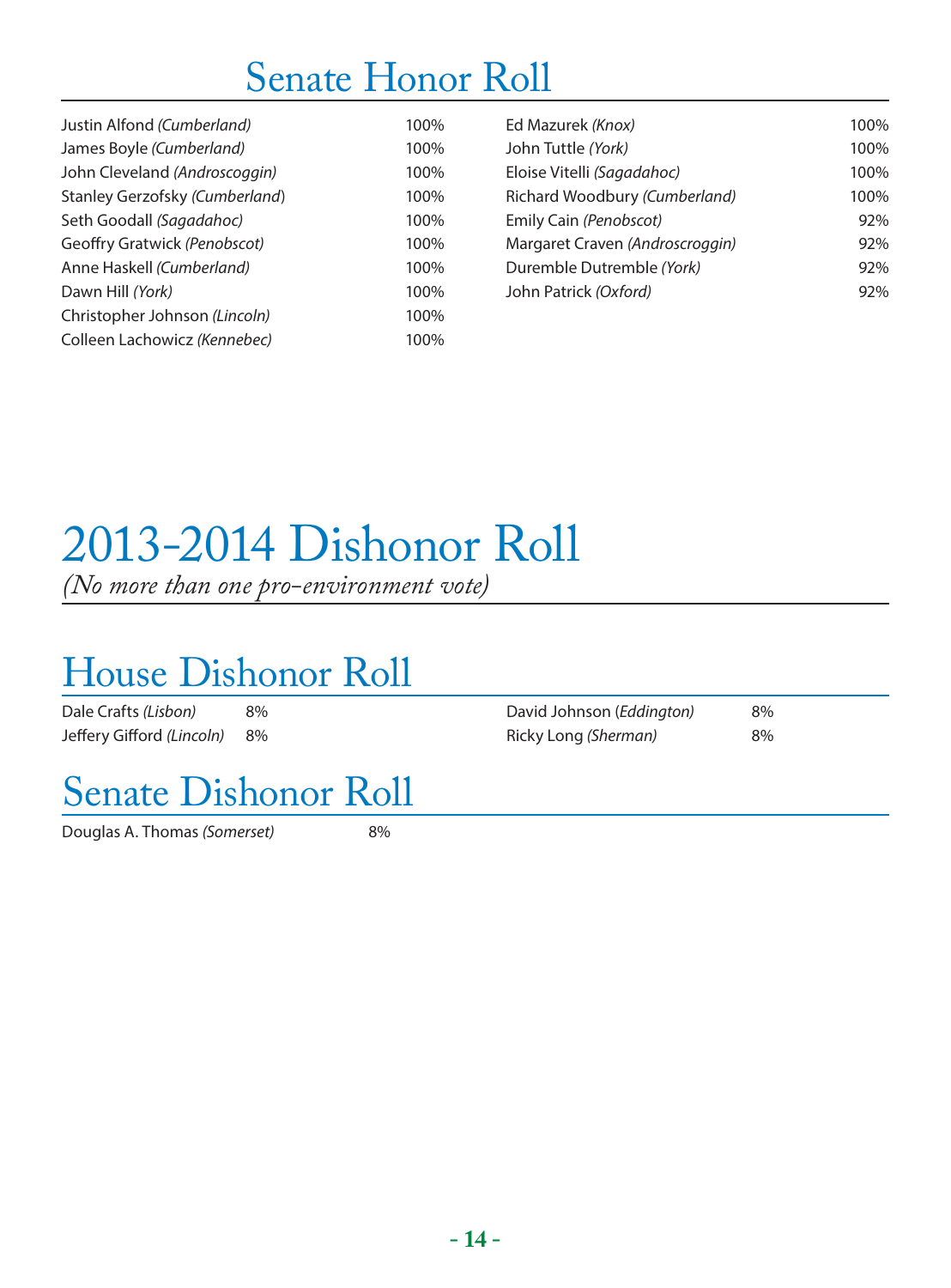# Senate Honor Roll

| Name | Score |
| --- | --- |
| Justin Alfond *(Cumberland)* | 100% |
| James Boyle *(Cumberland)* | 100% |
| John Cleveland *(Androscoggin)* | 100% |
| Stanley Gerzofsky *(Cumberland)* | 100% |
| Seth Goodall *(Sagadahoc)* | 100% |
| Geoffry Gratwick *(Penobscot)* | 100% |
| Anne Haskell *(Cumberland)* | 100% |
| Dawn Hill *(York)* | 100% |
| Christopher Johnson *(Lincoln)* | 100% |
| Colleen Lachowicz *(Kennebec)* | 100% |
| Ed Mazurek *(Knox)* | 100% |
| John Tuttle *(York)* | 100% |
| Eloise Vitelli *(Sagadahoc)* | 100% |
| Richard Woodbury *(Cumberland)* | 100% |
| Emily Cain *(Penobscot)* | 92% |
| Margaret Craven *(Androscroggin)* | 92% |
| Duremble Dutremble *(York)* | 92% |
| John Patrick *(Oxford)* | 92% |

# 2013-2014 Dishonor Roll

*(No more than one pro-environment vote)*

## House Dishonor Roll

| Name | Score |
| --- | --- |
| Dale Crafts *(Lisbon)* | 8% |
| Jeffery Gifford *(Lincoln)* | 8% |
| David Johnson *(Eddington)* | 8% |
| Ricky Long *(Sherman)* | 8% |

## Senate Dishonor Roll

| Name | Score |
| --- | --- |
| Douglas A. Thomas *(Somerset)* | 8% |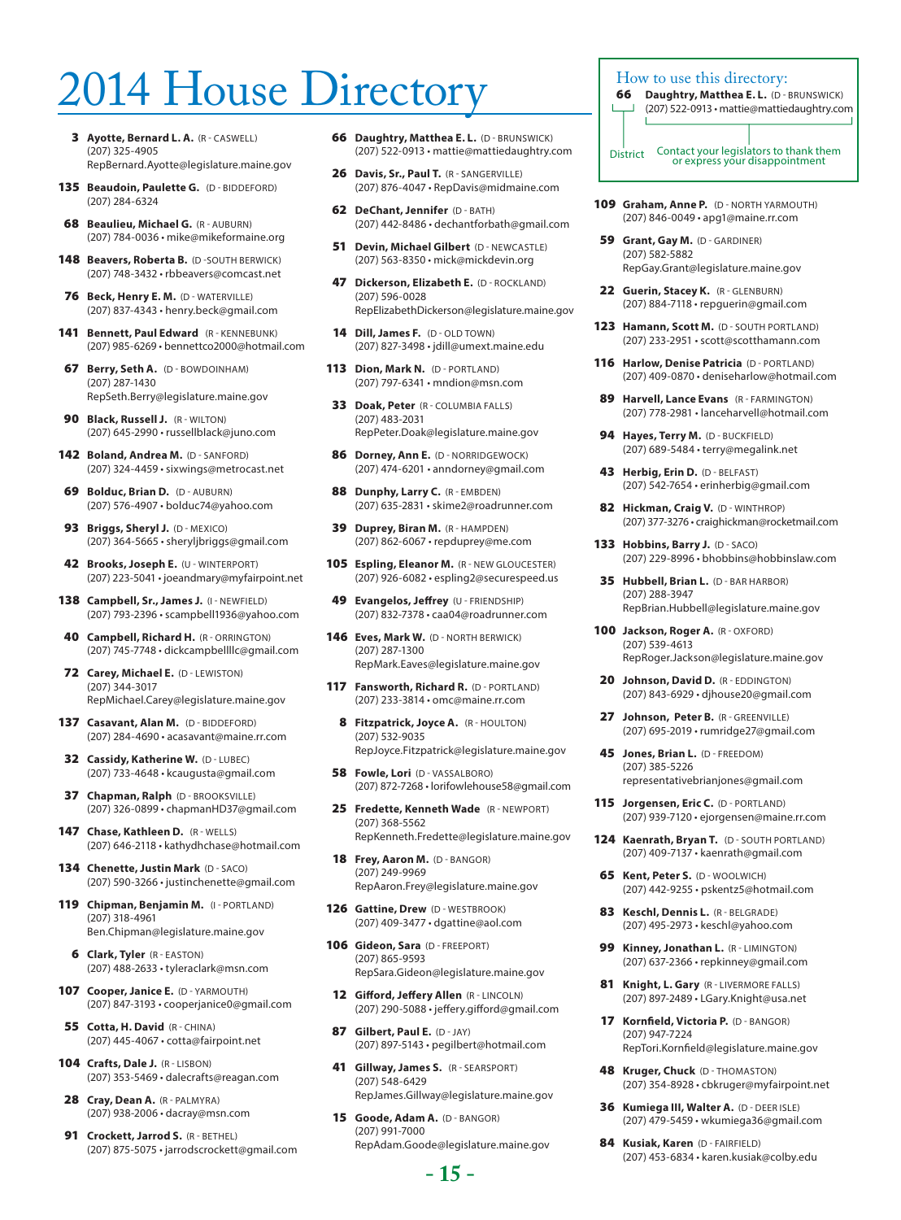# 2014 House Directory

**How to use this directory:**

**66** **Daughtry, Matthea E. L.** (D - BRUNSWICK)
(207) 522-0913 • mattie@mattiedaughtry.com

District — Contact your legislators to thank them or express your disappointment

---

**3** **Ayotte, Bernard L. A.** (R - CASWELL)
(207) 325-4905
RepBernard.Ayotte@legislature.maine.gov

**135** **Beaudoin, Paulette G.** (D - BIDDEFORD)
(207) 284-6324

**68** **Beaulieu, Michael G.** (R - AUBURN)
(207) 784-0036 • mike@mikeformaine.org

**148** **Beavers, Roberta B.** (D -SOUTH BERWICK)
(207) 748-3432 • rbbeavers@comcast.net

**76** **Beck, Henry E. M.** (D - WATERVILLE)
(207) 837-4343 • henry.beck@gmail.com

**141** **Bennett, Paul Edward** (R - KENNEBUNK)
(207) 985-6269 • bennettco2000@hotmail.com

**67** **Berry, Seth A.** (D - BOWDOINHAM)
(207) 287-1430
RepSeth.Berry@legislature.maine.gov

**90** **Black, Russell J.** (R - WILTON)
(207) 645-2990 • russellblack@juno.com

**142** **Boland, Andrea M.** (D - SANFORD)
(207) 324-4459 • sixwings@metrocast.net

**69** **Bolduc, Brian D.** (D - AUBURN)
(207) 576-4907 • bolduc74@yahoo.com

**93** **Briggs, Sheryl J.** (D - MEXICO)
(207) 364-5665 • sheryljbriggs@gmail.com

**42** **Brooks, Joseph E.** (U - WINTERPORT)
(207) 223-5041 • joeandmary@myfairpoint.net

**138** **Campbell, Sr., James J.** (I - NEWFIELD)
(207) 793-2396 • scampbell1936@yahoo.com

**40** **Campbell, Richard H.** (R - ORRINGTON)
(207) 745-7748 • dickcampbellllc@gmail.com

**72** **Carey, Michael E.** (D - LEWISTON)
(207) 344-3017
RepMichael.Carey@legislature.maine.gov

**137** **Casavant, Alan M.** (D - BIDDEFORD)
(207) 284-4690 • acasavant@maine.rr.com

**32** **Cassidy, Katherine W.** (D - LUBEC)
(207) 733-4648 • kcaugusta@gmail.com

**37** **Chapman, Ralph** (D - BROOKSVILLE)
(207) 326-0899 • chapmanHD37@gmail.com

**147** **Chase, Kathleen D.** (R - WELLS)
(207) 646-2118 • kathydhchase@hotmail.com

**134** **Chenette, Justin Mark** (D - SACO)
(207) 590-3266 • justinchenette@gmail.com

**119** **Chipman, Benjamin M.** (I - PORTLAND)
(207) 318-4961
Ben.Chipman@legislature.maine.gov

**6** **Clark, Tyler** (R - EASTON)
(207) 488-2633 • tyleraclark@msn.com

**107** **Cooper, Janice E.** (D - YARMOUTH)
(207) 847-3193 • cooperjanice0@gmail.com

**55** **Cotta, H. David** (R - CHINA)
(207) 445-4067 • cotta@fairpoint.net

**104** **Crafts, Dale J.** (R - LISBON)
(207) 353-5469 • dalecrafts@reagan.com

**28** **Cray, Dean A.** (R - PALMYRA)
(207) 938-2006 • dacray@msn.com

**91** **Crockett, Jarrod S.** (R - BETHEL)
(207) 875-5075 • jarrodscrockett@gmail.com

**66** **Daughtry, Matthea E. L.** (D - BRUNSWICK)
(207) 522-0913 • mattie@mattiedaughtry.com

**26** **Davis, Sr., Paul T.** (R - SANGERVILLE)
(207) 876-4047 • RepDavis@midmaine.com

**62** **DeChant, Jennifer** (D - BATH)
(207) 442-8486 • dechantforbath@gmail.com

**51** **Devin, Michael Gilbert** (D - NEWCASTLE)
(207) 563-8350 • mick@mickdevin.org

**47** **Dickerson, Elizabeth E.** (D - ROCKLAND)
(207) 596-0028
RepElizabethDickerson@legislature.maine.gov

**14** **Dill, James F.** (D - OLD TOWN)
(207) 827-3498 • jdill@umext.maine.edu

**113** **Dion, Mark N.** (D - PORTLAND)
(207) 797-6341 • mndion@msn.com

**33** **Doak, Peter** (R - COLUMBIA FALLS)
(207) 483-2031
RepPeter.Doak@legislature.maine.gov

**86** **Dorney, Ann E.** (D - NORRIDGEWOCK)
(207) 474-6201 • anndorney@gmail.com

**88** **Dunphy, Larry C.** (R - EMBDEN)
(207) 635-2831 • skime2@roadrunner.com

**39** **Duprey, Biran M.** (R - HAMPDEN)
(207) 862-6067 • repduprey@me.com

**105** **Espling, Eleanor M.** (R - NEW GLOUCESTER)
(207) 926-6082 • espling2@securespeed.us

**49** **Evangelos, Jeffrey** (U - FRIENDSHIP)
(207) 832-7378 • caa04@roadrunner.com

**146** **Eves, Mark W.** (D - NORTH BERWICK)
(207) 287-1300
RepMark.Eaves@legislature.maine.gov

**117** **Fansworth, Richard R.** (D - PORTLAND)
(207) 233-3814 • omc@maine.rr.com

**8** **Fitzpatrick, Joyce A.** (R - HOULTON)
(207) 532-9035
RepJoyce.Fitzpatrick@legislature.maine.gov

**58** **Fowle, Lori** (D - VASSALBORO)
(207) 872-7268 • lorifowlehouse58@gmail.com

**25** **Fredette, Kenneth Wade** (R - NEWPORT)
(207) 368-5562
RepKenneth.Fredette@legislature.maine.gov

**18** **Frey, Aaron M.** (D - BANGOR)
(207) 249-9969
RepAaron.Frey@legislature.maine.gov

**126** **Gattine, Drew** (D - WESTBROOK)
(207) 409-3477 • dgattine@aol.com

**106** **Gideon, Sara** (D - FREEPORT)
(207) 865-9593
RepSara.Gideon@legislature.maine.gov

**12** **Gifford, Jeffery Allen** (R - LINCOLN)
(207) 290-5088 • jeffery.gifford@gmail.com

**87** **Gilbert, Paul E.** (D - JAY)
(207) 897-5143 • pegilbert@hotmail.com

**41** **Gillway, James S.** (R - SEARSPORT)
(207) 548-6429
RepJames.Gillway@legislature.maine.gov

**15** **Goode, Adam A.** (D - BANGOR)
(207) 991-7000
RepAdam.Goode@legislature.maine.gov

**109** **Graham, Anne P.** (D - NORTH YARMOUTH)
(207) 846-0049 • apg1@maine.rr.com

**59** **Grant, Gay M.** (D - GARDINER)
(207) 582-5882
RepGay.Grant@legislature.maine.gov

**22** **Guerin, Stacey K.** (R - GLENBURN)
(207) 884-7118 • repguerin@gmail.com

**123** **Hamann, Scott M.** (D - SOUTH PORTLAND)
(207) 233-2951 • scott@scotthamann.com

**116** **Harlow, Denise Patricia** (D - PORTLAND)
(207) 409-0870 • deniseharlow@hotmail.com

**89** **Harvell, Lance Evans** (R - FARMINGTON)
(207) 778-2981 • lanceharvell@hotmail.com

**94** **Hayes, Terry M.** (D - BUCKFIELD)
(207) 689-5484 • terry@megalink.net

**43** **Herbig, Erin D.** (D - BELFAST)
(207) 542-7654 • erinherbig@gmail.com

**82** **Hickman, Craig V.** (D - WINTHROP)
(207) 377-3276 • craighickman@rocketmail.com

**133** **Hobbins, Barry J.** (D - SACO)
(207) 229-8996 • bhobbins@hobbinslaw.com

**35** **Hubbell, Brian L.** (D - BAR HARBOR)
(207) 288-3947
RepBrian.Hubbell@legislature.maine.gov

**100** **Jackson, Roger A.** (R - OXFORD)
(207) 539-4613
RepRoger.Jackson@legislature.maine.gov

**20** **Johnson, David D.** (R - EDDINGTON)
(207) 843-6929 • djhouse20@gmail.com

**27** **Johnson, Peter B.** (R - GREENVILLE)
(207) 695-2019 • rumridge27@gmail.com

**45** **Jones, Brian L.** (D - FREEDOM)
(207) 385-5226
representativebrianjones@gmail.com

**115** **Jorgensen, Eric C.** (D - PORTLAND)
(207) 939-7120 • ejorgensen@maine.rr.com

**124** **Kaenrath, Bryan T.** (D - SOUTH PORTLAND)
(207) 409-7137 • kaenrath@gmail.com

**65** **Kent, Peter S.** (D - WOOLWICH)
(207) 442-9255 • pskentz5@hotmail.com

**83** **Keschl, Dennis L.** (R - BELGRADE)
(207) 495-2973 • keschl@yahoo.com

**99** **Kinney, Jonathan L.** (R - LIMINGTON)
(207) 637-2366 • repkinney@gmail.com

**81** **Knight, L. Gary** (R - LIVERMORE FALLS)
(207) 897-2489 • LGary.Knight@usa.net

**17** **Kornfield, Victoria P.** (D - BANGOR)
(207) 947-7224
RepTori.Kornfield@legislature.maine.gov

**48** **Kruger, Chuck** (D - THOMASTON)
(207) 354-8928 • cbkruger@myfairpoint.net

**36** **Kumiega III, Walter A.** (D - DEER ISLE)
(207) 479-5459 • wkumiega36@gmail.com

**84** **Kusiak, Karen** (D - FAIRFIELD)
(207) 453-6834 • karen.kusiak@colby.edu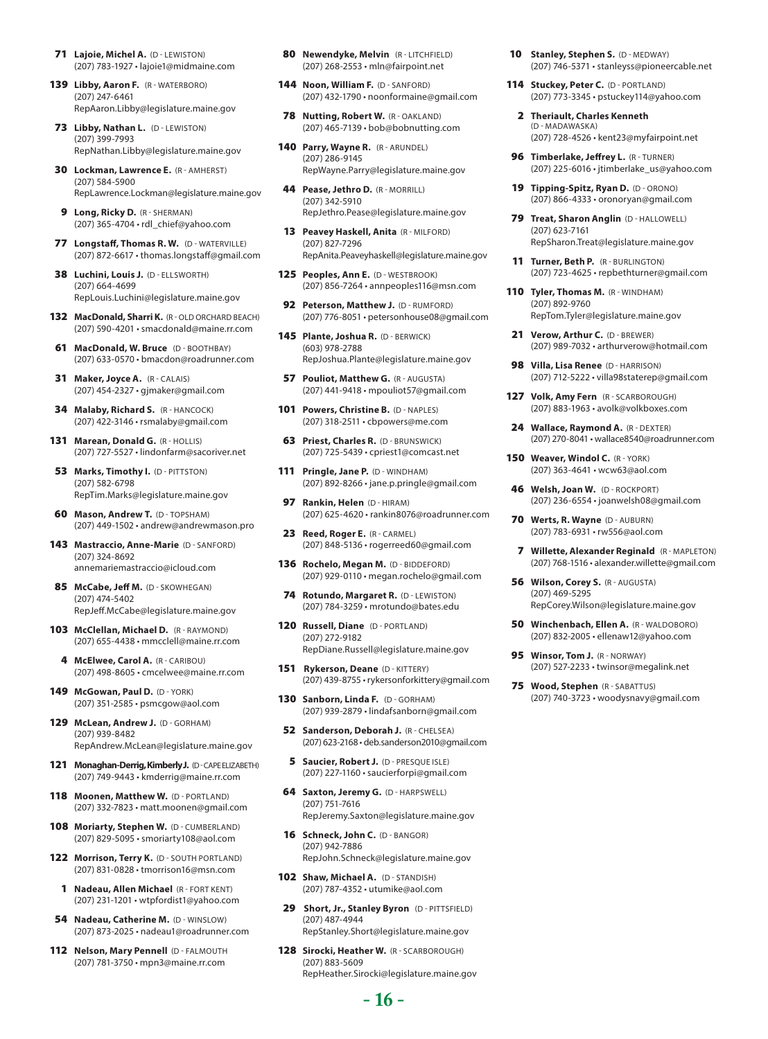**71 Lajoie, Michel A.** (D - LEWISTON)
(207) 783-1927 • lajoie1@midmaine.com

**139 Libby, Aaron F.** (R - WATERBORO)
(207) 247-6461
RepAaron.Libby@legislature.maine.gov

**73 Libby, Nathan L.** (D - LEWISTON)
(207) 399-7993
RepNathan.Libby@legislature.maine.gov

**30 Lockman, Lawrence E.** (R - AMHERST)
(207) 584-5900
RepLawrence.Lockman@legislature.maine.gov

**9 Long, Ricky D.** (R - SHERMAN)
(207) 365-4704 • rdl_chief@yahoo.com

**77 Longstaff, Thomas R. W.** (D - WATERVILLE)
(207) 872-6617 • thomas.longstaff@gmail.com

**38 Luchini, Louis J.** (D - ELLSWORTH)
(207) 664-4699
RepLouis.Luchini@legislature.maine.gov

**132 MacDonald, Sharri K.** (R - OLD ORCHARD BEACH)
(207) 590-4201 • smacdonald@maine.rr.com

**61 MacDonald, W. Bruce** (D - BOOTHBAY)
(207) 633-0570 • bmacdon@roadrunner.com

**31 Maker, Joyce A.** (R - CALAIS)
(207) 454-2327 • gjmaker@gmail.com

**34 Malaby, Richard S.** (R - HANCOCK)
(207) 422-3146 • rsmalaby@gmail.com

**131 Marean, Donald G.** (R - HOLLIS)
(207) 727-5527 • lindonfarm@sacoriver.net

**53 Marks, Timothy I.** (D - PITTSTON)
(207) 582-6798
RepTim.Marks@legislature.maine.gov

**60 Mason, Andrew T.** (D - TOPSHAM)
(207) 449-1502 • andrew@andrewmason.pro

**143 Mastraccio, Anne-Marie** (D - SANFORD)
(207) 324-8692
annemariemastraccio@icloud.com

**85 McCabe, Jeff M.** (D - SKOWHEGAN)
(207) 474-5402
RepJeff.McCabe@legislature.maine.gov

**103 McClellan, Michael D.** (R - RAYMOND)
(207) 655-4438 • mmcclell@maine.rr.com

**4 McElwee, Carol A.** (R - CARIBOU)
(207) 498-8605 • cmcelwee@maine.rr.com

**149 McGowan, Paul D.** (D - YORK)
(207) 351-2585 • psmcgow@aol.com

**129 McLean, Andrew J.** (D - GORHAM)
(207) 939-8482
RepAndrew.McLean@legislature.maine.gov

**121 Monaghan-Derrig, Kimberly J.** (D - CAPE ELIZABETH)
(207) 749-9443 • kmderrig@maine.rr.com

**118 Moonen, Matthew W.** (D - PORTLAND)
(207) 332-7823 • matt.moonen@gmail.com

**108 Moriarty, Stephen W.** (D - CUMBERLAND)
(207) 829-5095 • smoriarty108@aol.com

**122 Morrison, Terry K.** (D - SOUTH PORTLAND)
(207) 831-0828 • tmorrison16@msn.com

**1 Nadeau, Allen Michael** (R - FORT KENT)
(207) 231-1201 • wtpfordist1@yahoo.com

**54 Nadeau, Catherine M.** (D - WINSLOW)
(207) 873-2025 • nadeau1@roadrunner.com

**112 Nelson, Mary Pennell** (D - FALMOUTH)
(207) 781-3750 • mpn3@maine.rr.com

**80 Newendyke, Melvin** (R - LITCHFIELD)
(207) 268-2553 • mln@fairpoint.net

**144 Noon, William F.** (D - SANFORD)
(207) 432-1790 • noonformaine@gmail.com

**78 Nutting, Robert W.** (R - OAKLAND)
(207) 465-7139 • bob@bobnutting.com

**140 Parry, Wayne R.** (R - ARUNDEL)
(207) 286-9145
RepWayne.Parry@legislature.maine.gov

**44 Pease, Jethro D.** (R - MORRILL)
(207) 342-5910
RepJethro.Pease@legislature.maine.gov

**13 Peavey Haskell, Anita** (R - MILFORD)
(207) 827-7296
RepAnita.Peaveyhaskell@legislature.maine.gov

**125 Peoples, Ann E.** (D - WESTBROOK)
(207) 856-7264 • annpeoples116@msn.com

**92 Peterson, Matthew J.** (D - RUMFORD)
(207) 776-8051 • petersonhouse08@gmail.com

**145 Plante, Joshua R.** (D - BERWICK)
(603) 978-2788
RepJoshua.Plante@legislature.maine.gov

**57 Pouliot, Matthew G.** (R - AUGUSTA)
(207) 441-9418 • mpouliot57@gmail.com

**101 Powers, Christine B.** (D - NAPLES)
(207) 318-2511 • cbpowers@me.com

**63 Priest, Charles R.** (D - BRUNSWICK)
(207) 725-5439 • cpriest1@comcast.net

**111 Pringle, Jane P.** (D - WINDHAM)
(207) 892-8266 • jane.p.pringle@gmail.com

**97 Rankin, Helen** (D - HIRAM)
(207) 625-4620 • rankin8076@roadrunner.com

**23 Reed, Roger E.** (R - CARMEL)
(207) 848-5136 • rogerreed60@gmail.com

**136 Rochelo, Megan M.** (D - BIDDEFORD)
(207) 929-0110 • megan.rochelo@gmail.com

**74 Rotundo, Margaret R.** (D - LEWISTON)
(207) 784-3259 • mrotundo@bates.edu

**120 Russell, Diane** (D - PORTLAND)
(207) 272-9182
RepDiane.Russell@legislature.maine.gov

**151 Rykerson, Deane** (D - KITTERY)
(207) 439-8755 • rykersonforkittery@gmail.com

**130 Sanborn, Linda F.** (D - GORHAM)
(207) 939-2879 • lindafsanborn@gmail.com

**52 Sanderson, Deborah J.** (R - CHELSEA)
(207) 623-2168 • deb.sanderson2010@gmail.com

**5 Saucier, Robert J.** (D - PRESQUE ISLE)
(207) 227-1160 • saucierforpi@gmail.com

**64 Saxton, Jeremy G.** (D - HARPSWELL)
(207) 751-7616
RepJeremy.Saxton@legislature.maine.gov

**16 Schneck, John C.** (D - BANGOR)
(207) 942-7886
RepJohn.Schneck@legislature.maine.gov

**102 Shaw, Michael A.** (D - STANDISH)
(207) 787-4352 • utumike@aol.com

**29 Short, Jr., Stanley Byron** (D - PITTSFIELD)
(207) 487-4944
RepStanley.Short@legislature.maine.gov

**128 Sirocki, Heather W.** (R - SCARBOROUGH)
(207) 883-5609
RepHeather.Sirocki@legislature.maine.gov

**10 Stanley, Stephen S.** (D - MEDWAY)
(207) 746-5371 • stanleyss@pioneercable.net

**114 Stuckey, Peter C.** (D - PORTLAND)
(207) 773-3345 • pstuckey114@yahoo.com

**2 Theriault, Charles Kenneth**
(D - MADAWASKA)
(207) 728-4526 • kent23@myfairpoint.net

**96 Timberlake, Jeffrey L.** (R - TURNER)
(207) 225-6016 • jtimberlake_us@yahoo.com

**19 Tipping-Spitz, Ryan D.** (D - ORONO)
(207) 866-4333 • oronoryan@gmail.com

**79 Treat, Sharon Anglin** (D - HALLOWELL)
(207) 623-7161
RepSharon.Treat@legislature.maine.gov

**11 Turner, Beth P.** (R - BURLINGTON)
(207) 723-4625 • repbethturner@gmail.com

**110 Tyler, Thomas M.** (R - WINDHAM)
(207) 892-9760
RepTom.Tyler@legislature.maine.gov

**21 Verow, Arthur C.** (D - BREWER)
(207) 989-7032 • arthurverow@hotmail.com

**98 Villa, Lisa Renee** (D - HARRISON)
(207) 712-5222 • villa98staterep@gmail.com

**127 Volk, Amy Fern** (R - SCARBOROUGH)
(207) 883-1963 • avolk@volkboxes.com

**24 Wallace, Raymond A.** (R - DEXTER)
(207) 270-8041 • wallace8540@roadrunner.com

**150 Weaver, Windol C.** (R - YORK)
(207) 363-4641 • wcw63@aol.com

**46 Welsh, Joan W.** (D - ROCKPORT)
(207) 236-6554 • joanwelsh08@gmail.com

**70 Werts, R. Wayne** (D - AUBURN)
(207) 783-6931 • rw556@aol.com

**7 Willette, Alexander Reginald** (R - MAPLETON)
(207) 768-1516 • alexander.willette@gmail.com

**56 Wilson, Corey S.** (R - AUGUSTA)
(207) 469-5295
RepCorey.Wilson@legislature.maine.gov

**50 Winchenbach, Ellen A.** (R - WALDOBORO)
(207) 832-2005 • ellenaw12@yahoo.com

**95 Winsor, Tom J.** (R - NORWAY)
(207) 527-2233 • twinsor@megalink.net

**75 Wood, Stephen** (R - SABATTUS)
(207) 740-3723 • woodysnavy@gmail.com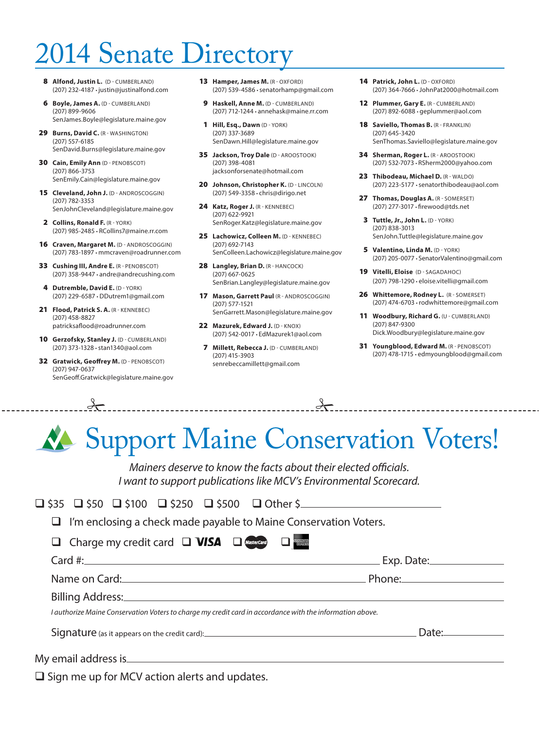# 2014 Senate Directory

**8 Alfond, Justin L.** (D - CUMBERLAND)
(207) 232-4187 • justin@justinalfond.com

**6 Boyle, James A.** (D - CUMBERLAND)
(207) 899-9606
SenJames.Boyle@legislature.maine.gov

**29 Burns, David C.** (R - WASHINGTON)
(207) 557-6185
SenDavid.Burns@legislature.maine.gov

**30 Cain, Emily Ann** (D - PENOBSCOT)
(207) 866-3753
SenEmily.Cain@legislature.maine.gov

**15 Cleveland, John J.** (D - ANDROSCOGGIN)
(207) 782-3353
SenJohnCleveland@legislature.maine.gov

**2 Collins, Ronald F.** (R - YORK)
(207) 985-2485 • RCollins7@maine.rr.com

**16 Craven, Margaret M.** (D - ANDROSCOGGIN)
(207) 783-1897 • mmcraven@roadrunner.com

**33 Cushing III, Andre E.** (R - PENOBSCOT)
(207) 358-9447 • andre@andrecushing.com

**4 Dutremble, David E.** (D - YORK)
(207) 229-6587 • DDutrem1@gmail.com

**21 Flood, Patrick S. A.** (R - KENNEBEC)
(207) 458-8827
patricksaflood@roadrunner.com

**10 Gerzofsky, Stanley J.** (D - CUMBERLAND)
(207) 373-1328 • stan1340@aol.com

**32 Gratwick, Geoffrey M.** (D - PENOBSCOT)
(207) 947-0637
SenGeoff.Gratwick@legislature.maine.gov

**13 Hamper, James M.** (R - OXFORD)
(207) 539-4586 • senatorhamp@gmail.com

**9 Haskell, Anne M.** (D - CUMBERLAND)
(207) 712-1244 • annehask@maine.rr.com

**1 Hill, Esq., Dawn** (D - YORK)
(207) 337-3689
SenDawn.Hill@legislature.maine.gov

**35 Jackson, Troy Dale** (D - AROOSTOOK)
(207) 398-4081
jacksonforsenate@hotmail.com

**20 Johnson, Christopher K.** (D - LINCOLN)
(207) 549-3358 • chris@dirigo.net

**24 Katz, Roger J.** (R - KENNEBEC)
(207) 622-9921
SenRoger.Katz@legislature.maine.gov

**25 Lachowicz, Colleen M.** (D - KENNEBEC)
(207) 692-7143
SenColleen.Lachowicz@legislature.maine.gov

**28 Langley, Brian D.** (R - HANCOCK)
(207) 667-0625
SenBrian.Langley@legislature.maine.gov

**17 Mason, Garrett Paul** (R - ANDROSCOGGIN)
(207) 577-1521
SenGarrett.Mason@legislature.maine.gov

**22 Mazurek, Edward J.** (D - KNOX)
(207) 542-0017 • EdMazurek1@aol.com

**7 Millett, Rebecca J.** (D - CUMBERLAND)
(207) 415-3903
senrebeccamillett@gmail.com

**14 Patrick, John L.** (D - OXFORD)
(207) 364-7666 • JohnPat2000@hotmail.com

**12 Plummer, Gary E.** (R - CUMBERLAND)
(207) 892-6088 • geplummer@aol.com

**18 Saviello, Thomas B.** (R - FRANKLIN)
(207) 645-3420
SenThomas.Saviello@legislature.maine.gov

**34 Sherman, Roger L.** (R - AROOSTOOK)
(207) 532-7073 • RSherm2000@yahoo.com

**23 Thibodeau, Michael D.** (R - WALDO)
(207) 223-5177 • senatorthibodeau@aol.com

**27 Thomas, Douglas A.** (R - SOMERSET)
(207) 277-3017 • firewood@tds.net

**3 Tuttle, Jr., John L.** (D - YORK)
(207) 838-3013
SenJohn.Tuttle@legislature.maine.gov

**5 Valentino, Linda M.** (D - YORK)
(207) 205-0077 • SenatorValentino@gmail.com

**19 Vitelli, Eloise** (D - SAGADAHOC)
(207) 798-1290 • eloise.vitelli@gmail.com

**26 Whittemore, Rodney L.** (R - SOMERSET)
(207) 474-6703 • rodwhittemore@gmail.com

**11 Woodbury, Richard G.** (U - CUMBERLAND)
(207) 847-9300
Dick.Woodbury@legislature.maine.gov

**31 Youngblood, Edward M.** (R - PENOBSCOT)
(207) 478-1715 • edmyoungblood@gmail.com

---

# Support Maine Conservation Voters!

*Mainers deserve to know the facts about their elected officials.*
*I want to support publications like MCV's Environmental Scorecard.*

☐ $35 ☐ $50 ☐ $100 ☐ $250 ☐ $500 ☐ Other $________

☐ I'm enclosing a check made payable to Maine Conservation Voters.

☐ Charge my credit card ☐ VISA ☐ MasterCard ☐ American Express

Card #:________________________ Exp. Date:__________

Name on Card:________________________ Phone:__________

Billing Address:________________________

*I authorize Maine Conservation Voters to charge my credit card in accordance with the information above.*

Signature (as it appears on the credit card):________________________ Date:__________

My email address is________________________

☐ Sign me up for MCV action alerts and updates.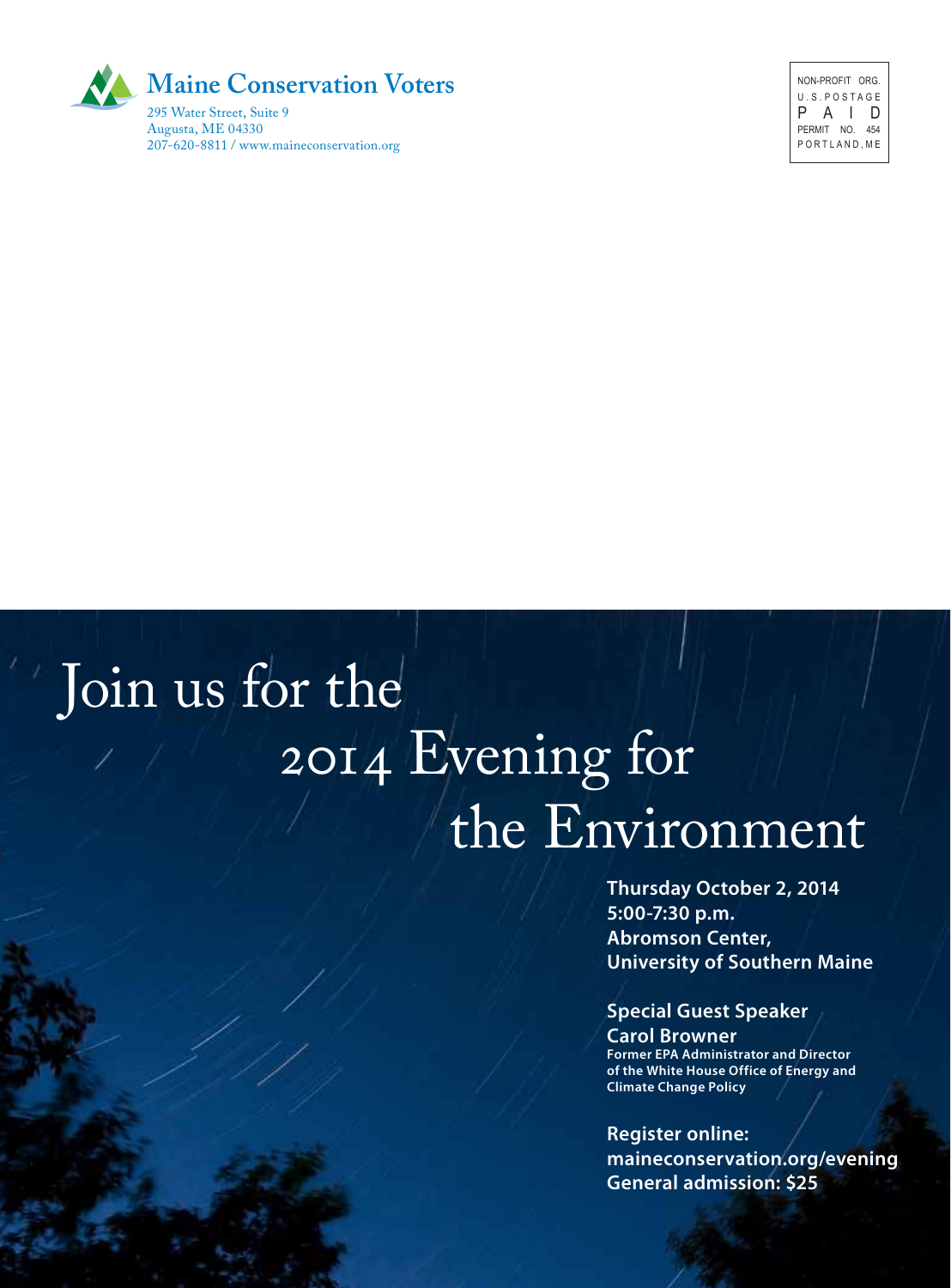**Maine Conservation Voters**

295 Water Street, Suite 9
Augusta, ME 04330
207-620-8811 / www.maineconservation.org

NON-PROFIT ORG.
U.S. POSTAGE
PAID
PERMIT NO. 454
PORTLAND, ME

# Join us for the 2014 Evening for the Environment

**Thursday October 2, 2014**
**5:00-7:30 p.m.**
**Abromson Center,**
**University of Southern Maine**

**Special Guest Speaker**
**Carol Browner**
**Former EPA Administrator and Director of the White House Office of Energy and Climate Change Policy**

**Register online:**
**maineconservation.org/evening**
**General admission: $25**